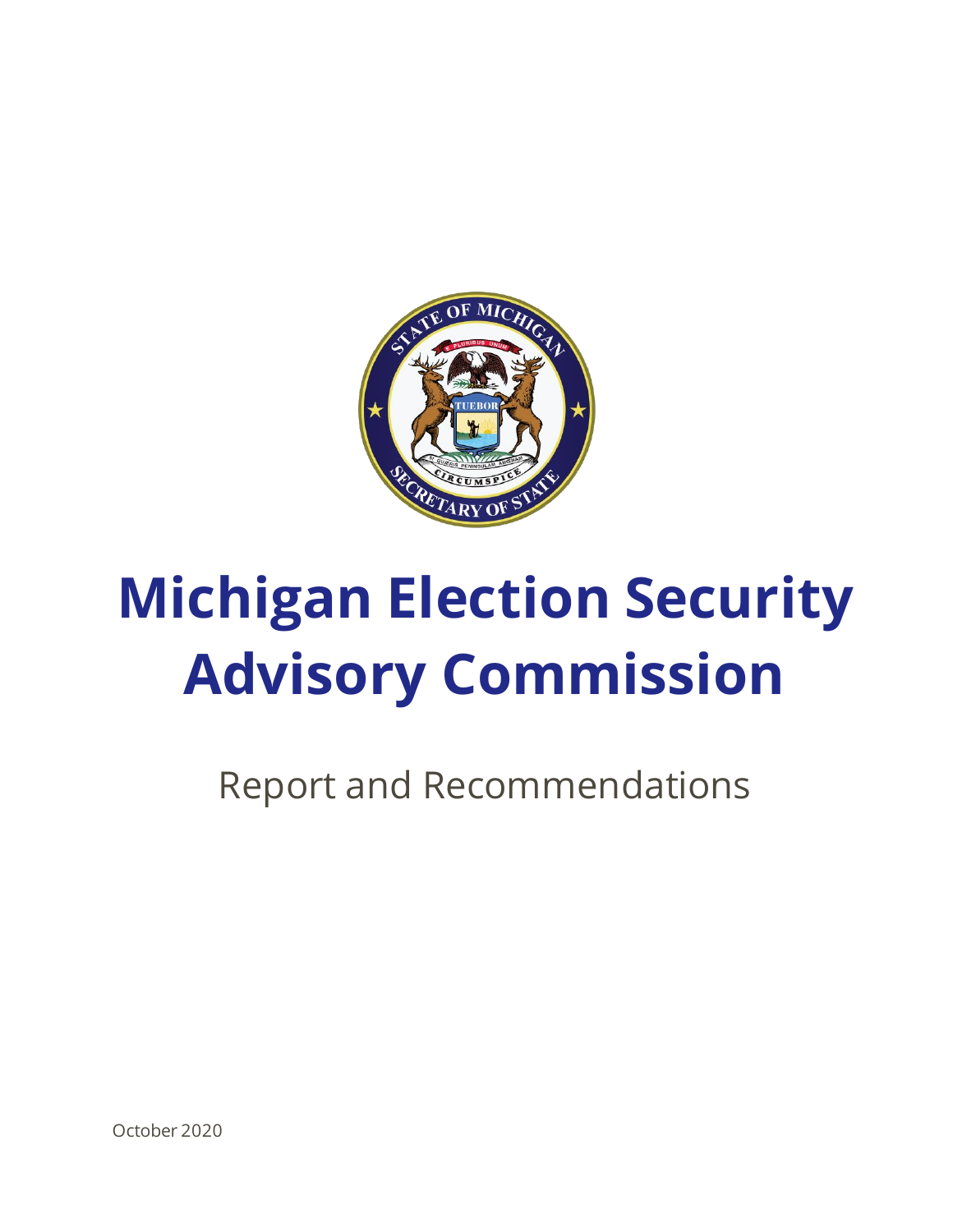# Michigan Election Security Advisory Commission

Report and Recommendations

October 2020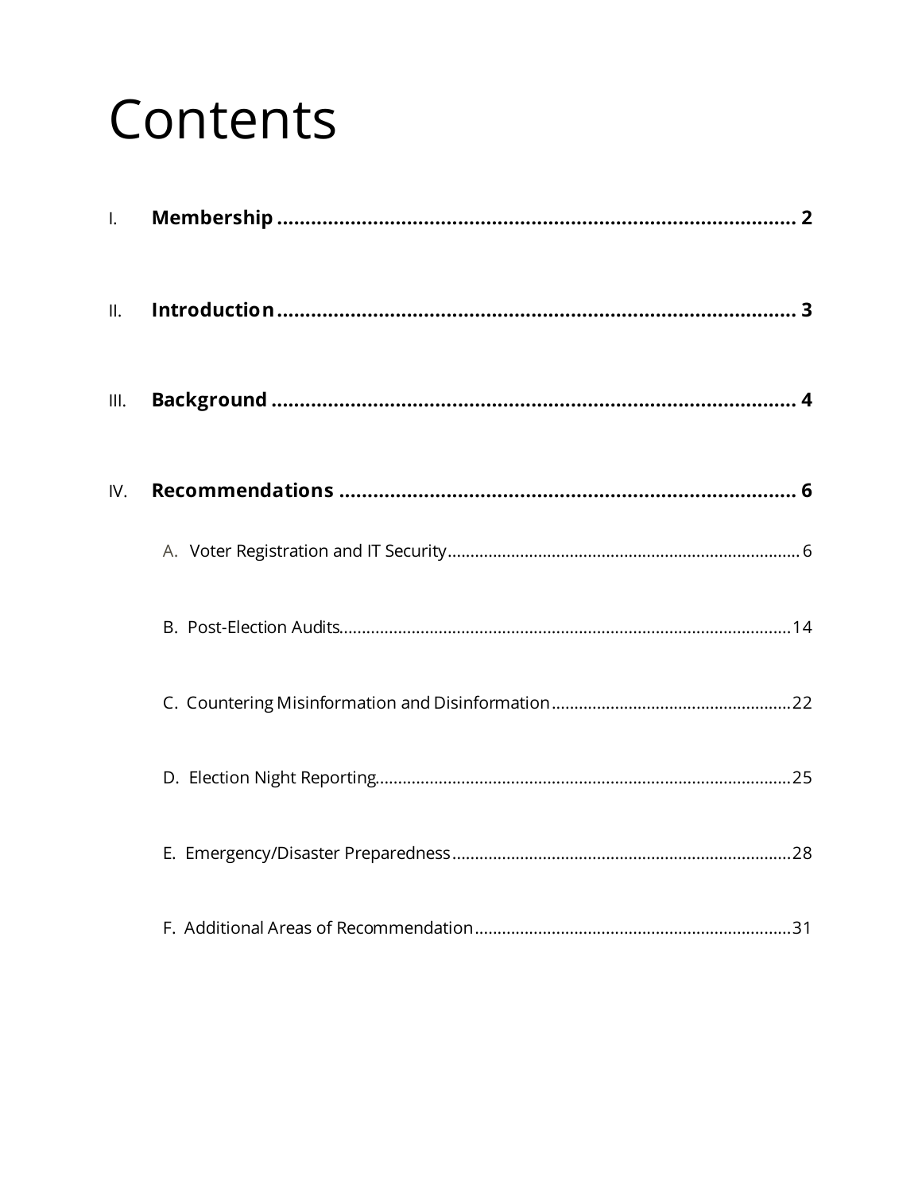# Contents

I. **Membership** .......... **2**

II. **Introduction** .......... **3**

III. **Background** .......... **4**

IV. **Recommendations** .......... **6**

- A. Voter Registration and IT Security .......... 6
- B. Post-Election Audits .......... 14
- C. Countering Misinformation and Disinformation .......... 22
- D. Election Night Reporting .......... 25
- E. Emergency/Disaster Preparedness .......... 28
- F. Additional Areas of Recommendation .......... 31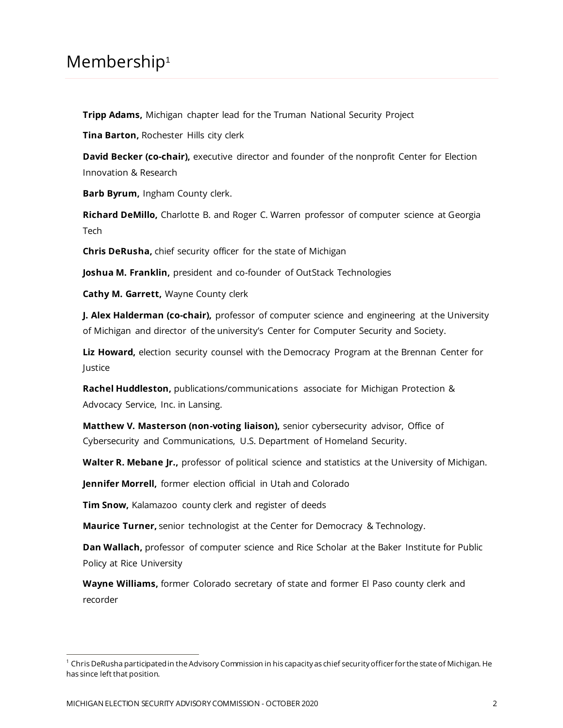# Membership[1]

**Tripp Adams,** Michigan chapter lead for the Truman National Security Project

**Tina Barton,** Rochester Hills city clerk

**David Becker (co-chair),** executive director and founder of the nonprofit Center for Election Innovation & Research

**Barb Byrum,** Ingham County clerk.

**Richard DeMillo,** Charlotte B. and Roger C. Warren professor of computer science at Georgia Tech

**Chris DeRusha,** chief security officer for the state of Michigan

**Joshua M. Franklin,** president and co-founder of OutStack Technologies

**Cathy M. Garrett,** Wayne County clerk

**J. Alex Halderman (co-chair),** professor of computer science and engineering at the University of Michigan and director of the university's Center for Computer Security and Society.

**Liz Howard,** election security counsel with the Democracy Program at the Brennan Center for Justice

**Rachel Huddleston,** publications/communications associate for Michigan Protection & Advocacy Service, Inc. in Lansing.

**Matthew V. Masterson (non-voting liaison),** senior cybersecurity advisor, Office of Cybersecurity and Communications, U.S. Department of Homeland Security.

**Walter R. Mebane Jr.,** professor of political science and statistics at the University of Michigan.

**Jennifer Morrell,** former election official in Utah and Colorado

**Tim Snow,** Kalamazoo county clerk and register of deeds

**Maurice Turner,** senior technologist at the Center for Democracy & Technology.

**Dan Wallach,** professor of computer science and Rice Scholar at the Baker Institute for Public Policy at Rice University

**Wayne Williams,** former Colorado secretary of state and former El Paso county clerk and recorder

---

[1] Chris DeRusha participated in the Advisory Commission in his capacity as chief security officer for the state of Michigan. He has since left that position.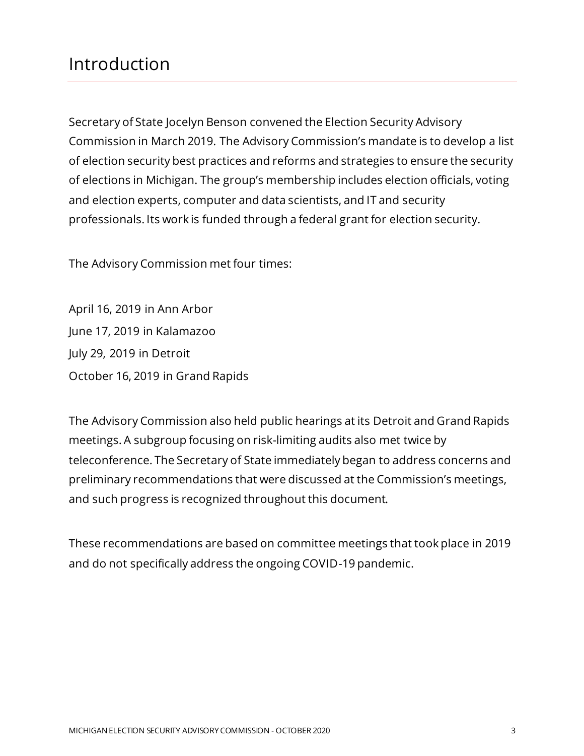# Introduction

Secretary of State Jocelyn Benson convened the Election Security Advisory Commission in March 2019. The Advisory Commission's mandate is to develop a list of election security best practices and reforms and strategies to ensure the security of elections in Michigan. The group's membership includes election officials, voting and election experts, computer and data scientists, and IT and security professionals. Its work is funded through a federal grant for election security.

The Advisory Commission met four times:

April 16, 2019 in Ann Arbor
June 17, 2019 in Kalamazoo
July 29, 2019 in Detroit
October 16, 2019 in Grand Rapids

The Advisory Commission also held public hearings at its Detroit and Grand Rapids meetings. A subgroup focusing on risk-limiting audits also met twice by teleconference. The Secretary of State immediately began to address concerns and preliminary recommendations that were discussed at the Commission's meetings, and such progress is recognized throughout this document.

These recommendations are based on committee meetings that took place in 2019 and do not specifically address the ongoing COVID-19 pandemic.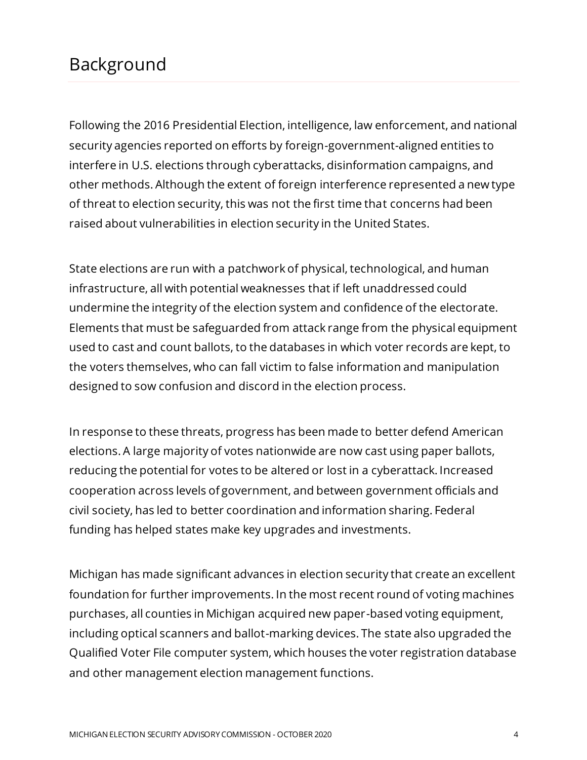## Background

Following the 2016 Presidential Election, intelligence, law enforcement, and national security agencies reported on efforts by foreign-government-aligned entities to interfere in U.S. elections through cyberattacks, disinformation campaigns, and other methods. Although the extent of foreign interference represented a new type of threat to election security, this was not the first time that concerns had been raised about vulnerabilities in election security in the United States.

State elections are run with a patchwork of physical, technological, and human infrastructure, all with potential weaknesses that if left unaddressed could undermine the integrity of the election system and confidence of the electorate. Elements that must be safeguarded from attack range from the physical equipment used to cast and count ballots, to the databases in which voter records are kept, to the voters themselves, who can fall victim to false information and manipulation designed to sow confusion and discord in the election process.

In response to these threats, progress has been made to better defend American elections. A large majority of votes nationwide are now cast using paper ballots, reducing the potential for votes to be altered or lost in a cyberattack. Increased cooperation across levels of government, and between government officials and civil society, has led to better coordination and information sharing. Federal funding has helped states make key upgrades and investments.

Michigan has made significant advances in election security that create an excellent foundation for further improvements. In the most recent round of voting machines purchases, all counties in Michigan acquired new paper-based voting equipment, including optical scanners and ballot-marking devices. The state also upgraded the Qualified Voter File computer system, which houses the voter registration database and other management election management functions.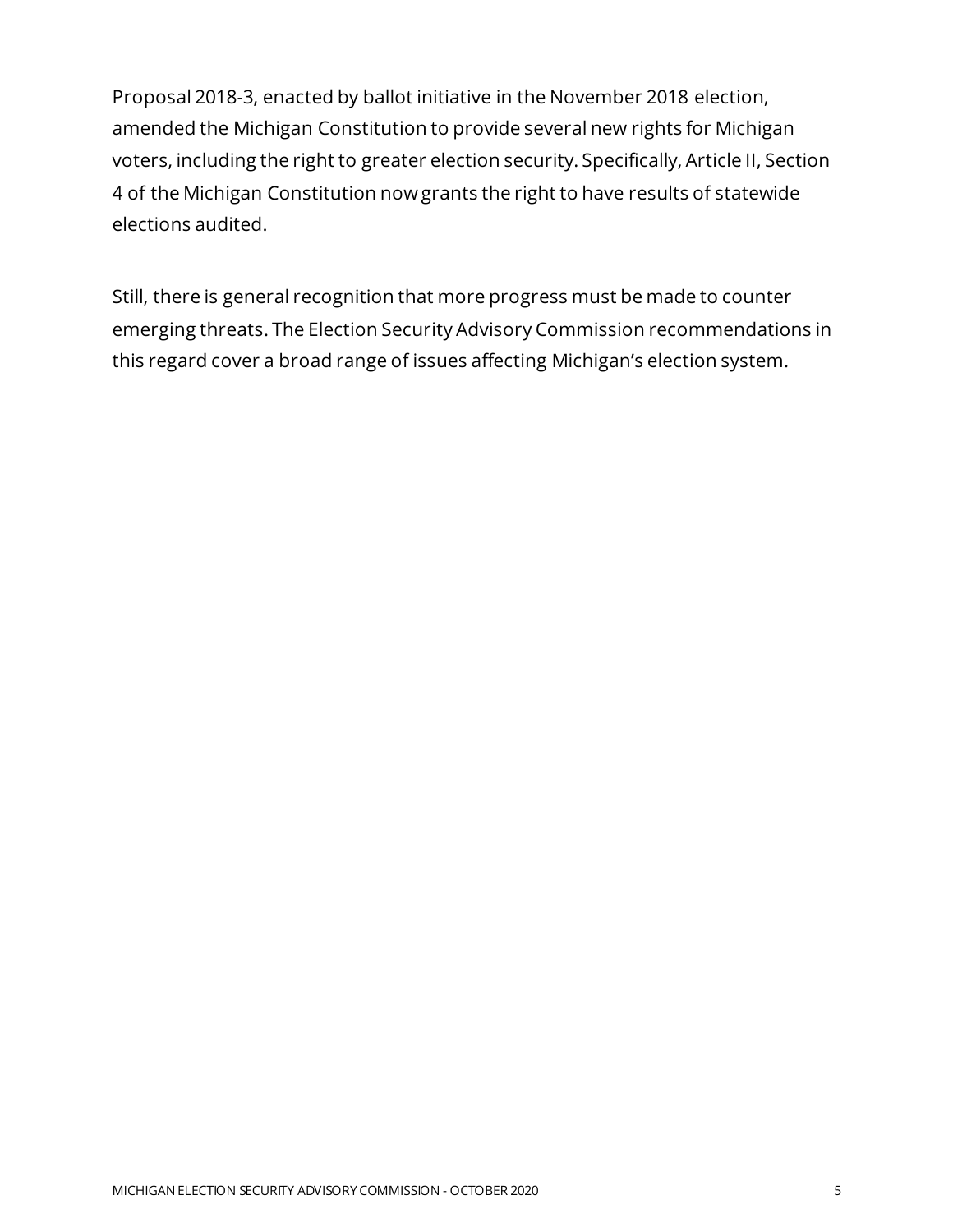Proposal 2018-3, enacted by ballot initiative in the November 2018 election, amended the Michigan Constitution to provide several new rights for Michigan voters, including the right to greater election security. Specifically, Article II, Section 4 of the Michigan Constitution now grants the right to have results of statewide elections audited.

Still, there is general recognition that more progress must be made to counter emerging threats. The Election Security Advisory Commission recommendations in this regard cover a broad range of issues affecting Michigan's election system.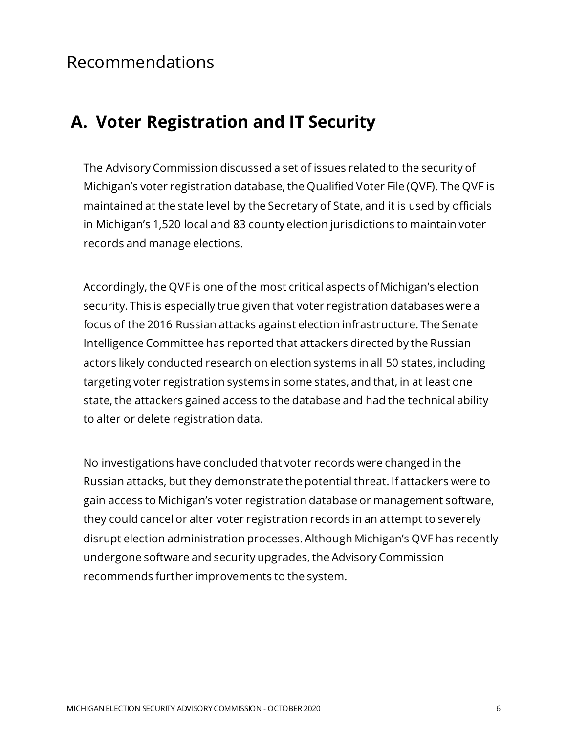# Recommendations

## A. Voter Registration and IT Security

The Advisory Commission discussed a set of issues related to the security of Michigan's voter registration database, the Qualified Voter File (QVF). The QVF is maintained at the state level by the Secretary of State, and it is used by officials in Michigan's 1,520 local and 83 county election jurisdictions to maintain voter records and manage elections.

Accordingly, the QVF is one of the most critical aspects of Michigan's election security. This is especially true given that voter registration databases were a focus of the 2016 Russian attacks against election infrastructure. The Senate Intelligence Committee has reported that attackers directed by the Russian actors likely conducted research on election systems in all 50 states, including targeting voter registration systems in some states, and that, in at least one state, the attackers gained access to the database and had the technical ability to alter or delete registration data.

No investigations have concluded that voter records were changed in the Russian attacks, but they demonstrate the potential threat. If attackers were to gain access to Michigan's voter registration database or management software, they could cancel or alter voter registration records in an attempt to severely disrupt election administration processes. Although Michigan's QVF has recently undergone software and security upgrades, the Advisory Commission recommends further improvements to the system.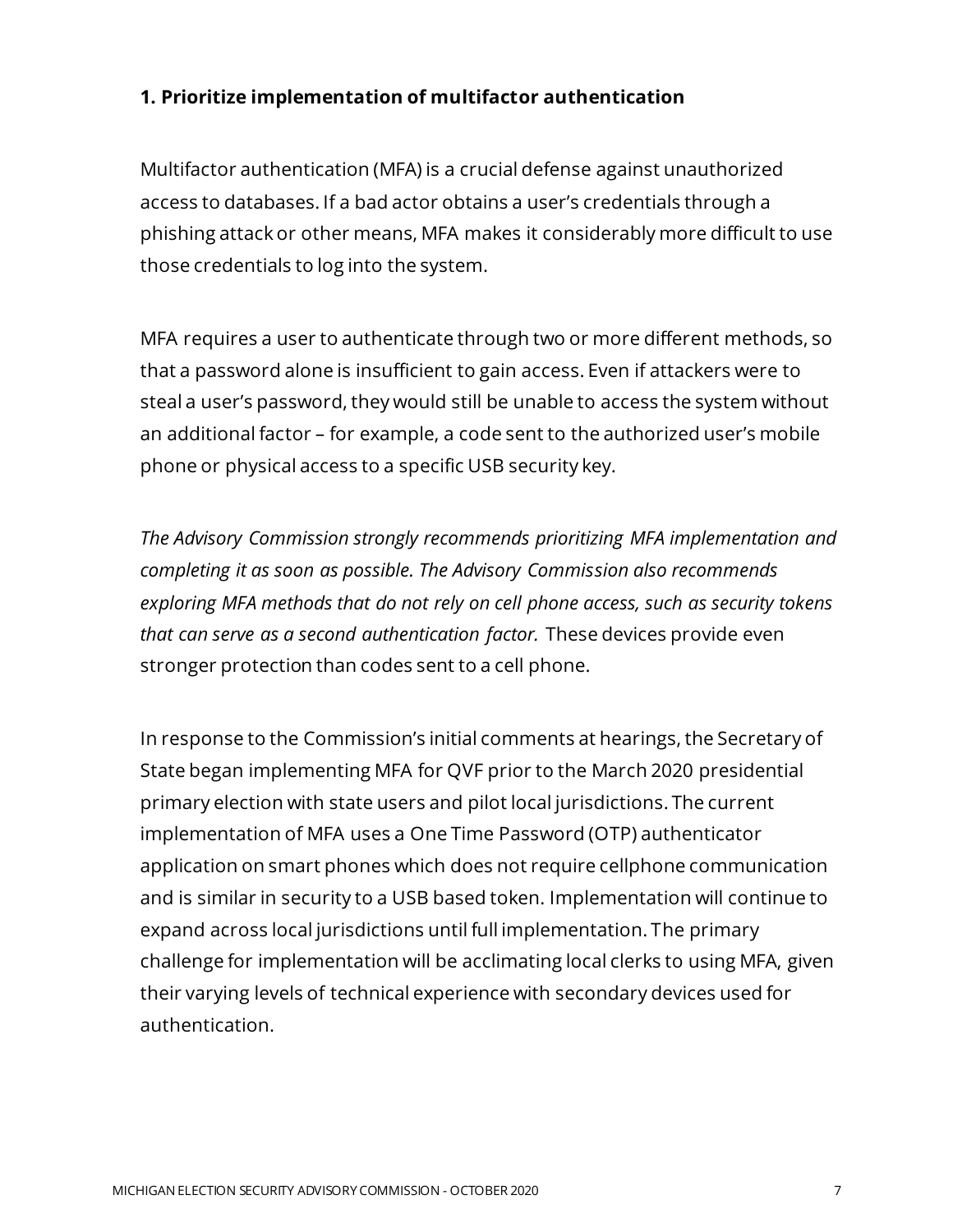### 1. Prioritize implementation of multifactor authentication

Multifactor authentication (MFA) is a crucial defense against unauthorized access to databases. If a bad actor obtains a user's credentials through a phishing attack or other means, MFA makes it considerably more difficult to use those credentials to log into the system.

MFA requires a user to authenticate through two or more different methods, so that a password alone is insufficient to gain access. Even if attackers were to steal a user's password, they would still be unable to access the system without an additional factor – for example, a code sent to the authorized user's mobile phone or physical access to a specific USB security key.

*The Advisory Commission strongly recommends prioritizing MFA implementation and completing it as soon as possible. The Advisory Commission also recommends exploring MFA methods that do not rely on cell phone access, such as security tokens that can serve as a second authentication factor.* These devices provide even stronger protection than codes sent to a cell phone.

In response to the Commission's initial comments at hearings, the Secretary of State began implementing MFA for QVF prior to the March 2020 presidential primary election with state users and pilot local jurisdictions. The current implementation of MFA uses a One Time Password (OTP) authenticator application on smart phones which does not require cellphone communication and is similar in security to a USB based token. Implementation will continue to expand across local jurisdictions until full implementation. The primary challenge for implementation will be acclimating local clerks to using MFA, given their varying levels of technical experience with secondary devices used for authentication.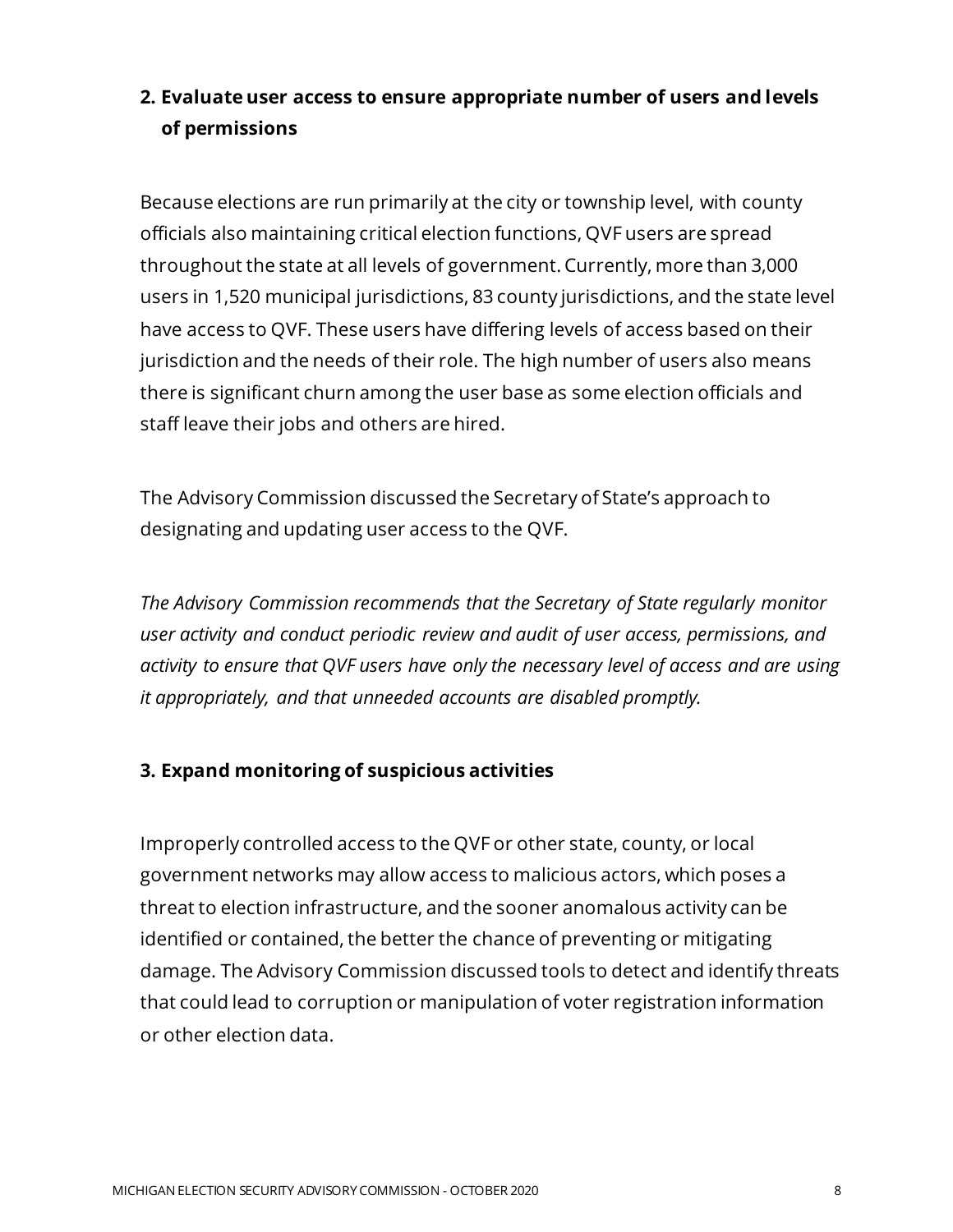### 2. Evaluate user access to ensure appropriate number of users and levels of permissions

Because elections are run primarily at the city or township level, with county officials also maintaining critical election functions, QVF users are spread throughout the state at all levels of government. Currently, more than 3,000 users in 1,520 municipal jurisdictions, 83 county jurisdictions, and the state level have access to QVF. These users have differing levels of access based on their jurisdiction and the needs of their role. The high number of users also means there is significant churn among the user base as some election officials and staff leave their jobs and others are hired.

The Advisory Commission discussed the Secretary of State's approach to designating and updating user access to the QVF.

*The Advisory Commission recommends that the Secretary of State regularly monitor user activity and conduct periodic review and audit of user access, permissions, and activity to ensure that QVF users have only the necessary level of access and are using it appropriately, and that unneeded accounts are disabled promptly.*

### 3. Expand monitoring of suspicious activities

Improperly controlled access to the QVF or other state, county, or local government networks may allow access to malicious actors, which poses a threat to election infrastructure, and the sooner anomalous activity can be identified or contained, the better the chance of preventing or mitigating damage. The Advisory Commission discussed tools to detect and identify threats that could lead to corruption or manipulation of voter registration information or other election data.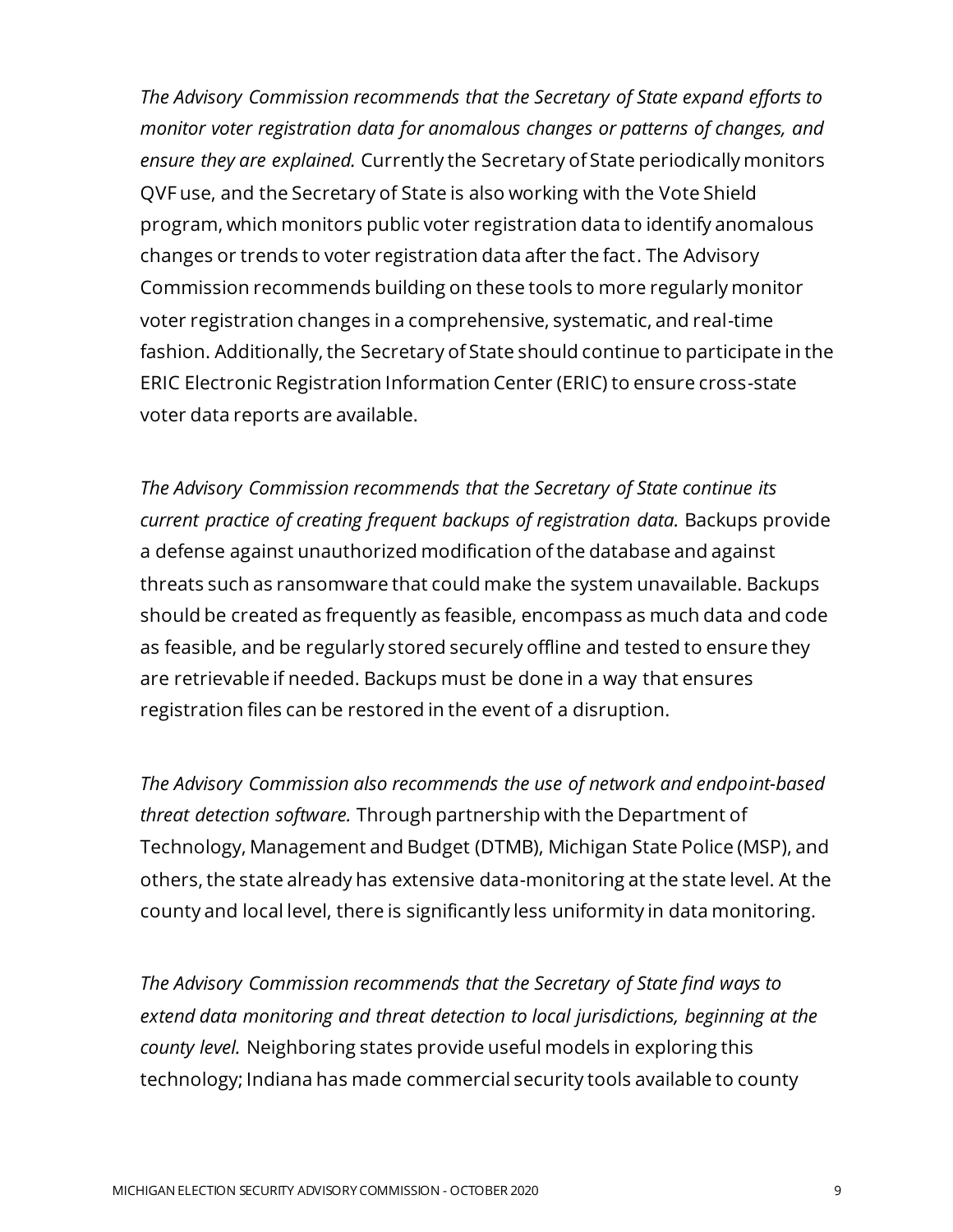*The Advisory Commission recommends that the Secretary of State expand efforts to monitor voter registration data for anomalous changes or patterns of changes, and ensure they are explained.* Currently the Secretary of State periodically monitors QVF use, and the Secretary of State is also working with the Vote Shield program, which monitors public voter registration data to identify anomalous changes or trends to voter registration data after the fact. The Advisory Commission recommends building on these tools to more regularly monitor voter registration changes in a comprehensive, systematic, and real-time fashion. Additionally, the Secretary of State should continue to participate in the ERIC Electronic Registration Information Center (ERIC) to ensure cross-state voter data reports are available.

*The Advisory Commission recommends that the Secretary of State continue its current practice of creating frequent backups of registration data.* Backups provide a defense against unauthorized modification of the database and against threats such as ransomware that could make the system unavailable. Backups should be created as frequently as feasible, encompass as much data and code as feasible, and be regularly stored securely offline and tested to ensure they are retrievable if needed. Backups must be done in a way that ensures registration files can be restored in the event of a disruption.

*The Advisory Commission also recommends the use of network and endpoint-based threat detection software.* Through partnership with the Department of Technology, Management and Budget (DTMB), Michigan State Police (MSP), and others, the state already has extensive data-monitoring at the state level. At the county and local level, there is significantly less uniformity in data monitoring.

*The Advisory Commission recommends that the Secretary of State find ways to extend data monitoring and threat detection to local jurisdictions, beginning at the county level.* Neighboring states provide useful models in exploring this technology; Indiana has made commercial security tools available to county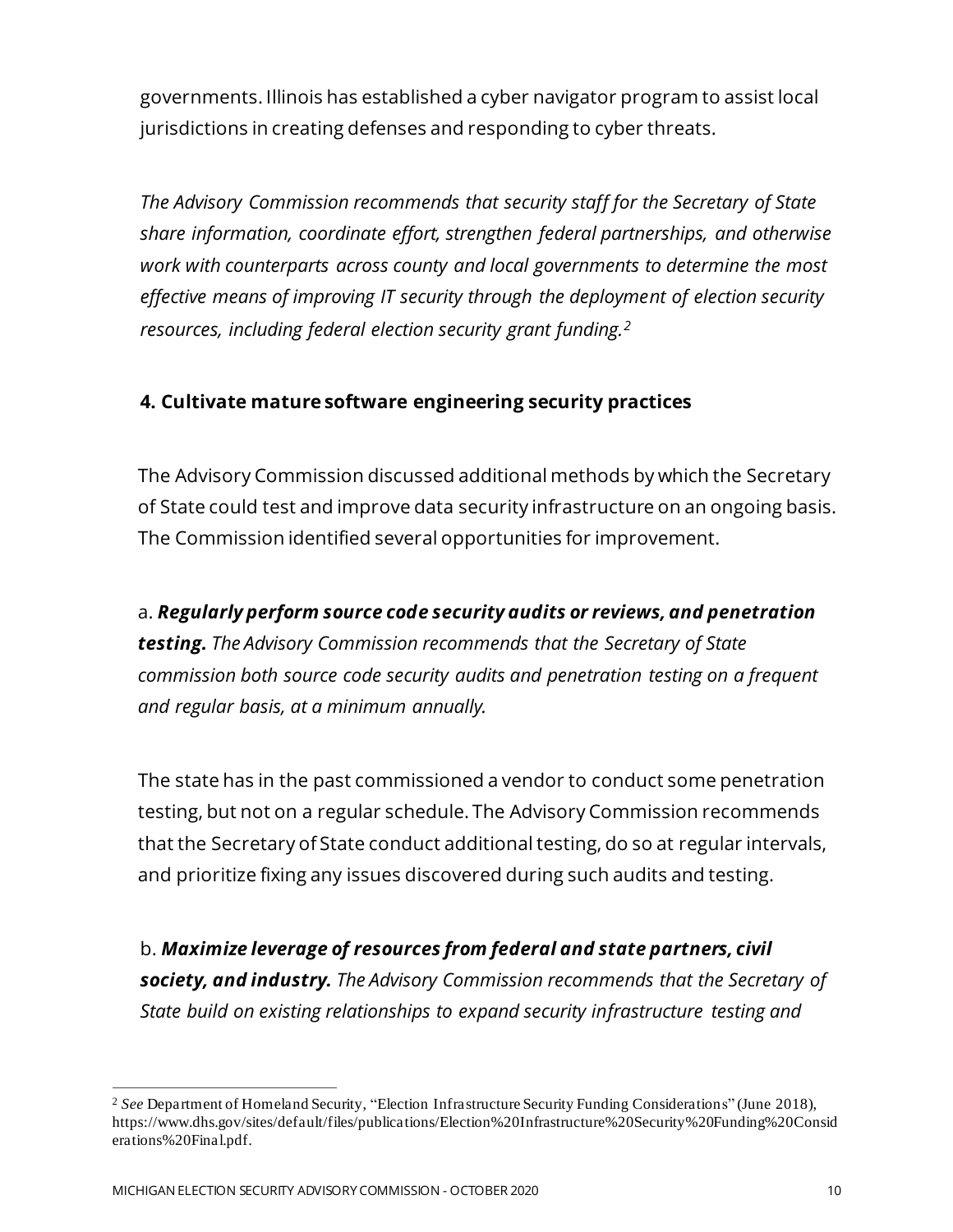governments. Illinois has established a cyber navigator program to assist local jurisdictions in creating defenses and responding to cyber threats.

*The Advisory Commission recommends that security staff for the Secretary of State share information, coordinate effort, strengthen federal partnerships, and otherwise work with counterparts across county and local governments to determine the most effective means of improving IT security through the deployment of election security resources, including federal election security grant funding.*[2]

#### 4. Cultivate mature software engineering security practices

The Advisory Commission discussed additional methods by which the Secretary of State could test and improve data security infrastructure on an ongoing basis. The Commission identified several opportunities for improvement.

a. ***Regularly perform source code security audits or reviews, and penetration testing.*** *The Advisory Commission recommends that the Secretary of State commission both source code security audits and penetration testing on a frequent and regular basis, at a minimum annually.*

The state has in the past commissioned a vendor to conduct some penetration testing, but not on a regular schedule. The Advisory Commission recommends that the Secretary of State conduct additional testing, do so at regular intervals, and prioritize fixing any issues discovered during such audits and testing.

b. ***Maximize leverage of resources from federal and state partners, civil society, and industry.*** *The Advisory Commission recommends that the Secretary of State build on existing relationships to expand security infrastructure testing and*

---

[2] *See* Department of Homeland Security, "Election Infrastructure Security Funding Considerations" (June 2018), https://www.dhs.gov/sites/default/files/publications/Election%20Infrastructure%20Security%20Funding%20Considerations%20Final.pdf.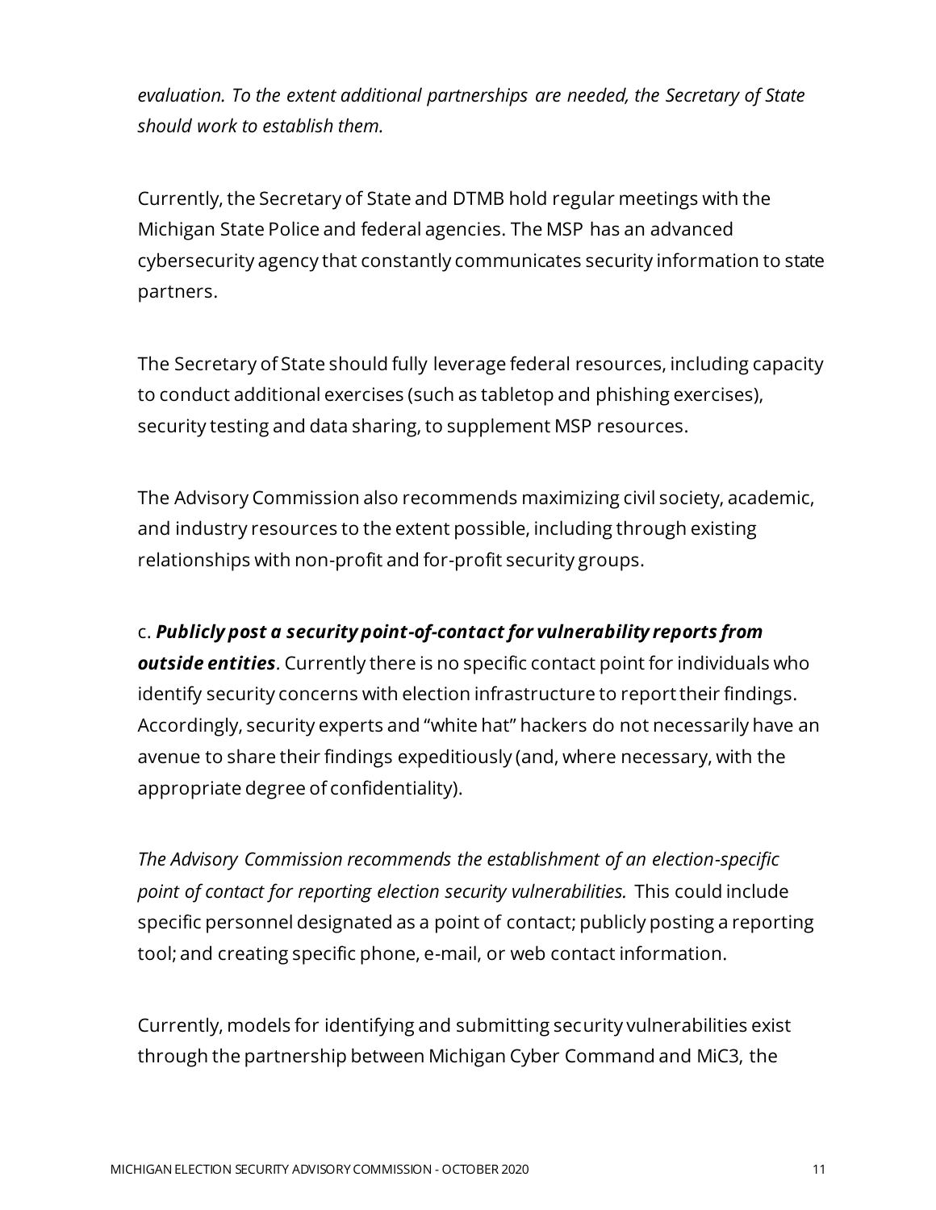*evaluation. To the extent additional partnerships are needed, the Secretary of State should work to establish them.*

Currently, the Secretary of State and DTMB hold regular meetings with the Michigan State Police and federal agencies. The MSP has an advanced cybersecurity agency that constantly communicates security information to state partners.

The Secretary of State should fully leverage federal resources, including capacity to conduct additional exercises (such as tabletop and phishing exercises), security testing and data sharing, to supplement MSP resources.

The Advisory Commission also recommends maximizing civil society, academic, and industry resources to the extent possible, including through existing relationships with non-profit and for-profit security groups.

c. ***Publicly post a security point-of-contact for vulnerability reports from outside entities***. Currently there is no specific contact point for individuals who identify security concerns with election infrastructure to report their findings. Accordingly, security experts and "white hat" hackers do not necessarily have an avenue to share their findings expeditiously (and, where necessary, with the appropriate degree of confidentiality).

*The Advisory Commission recommends the establishment of an election-specific point of contact for reporting election security vulnerabilities.* This could include specific personnel designated as a point of contact; publicly posting a reporting tool; and creating specific phone, e-mail, or web contact information.

Currently, models for identifying and submitting security vulnerabilities exist through the partnership between Michigan Cyber Command and MiC3, the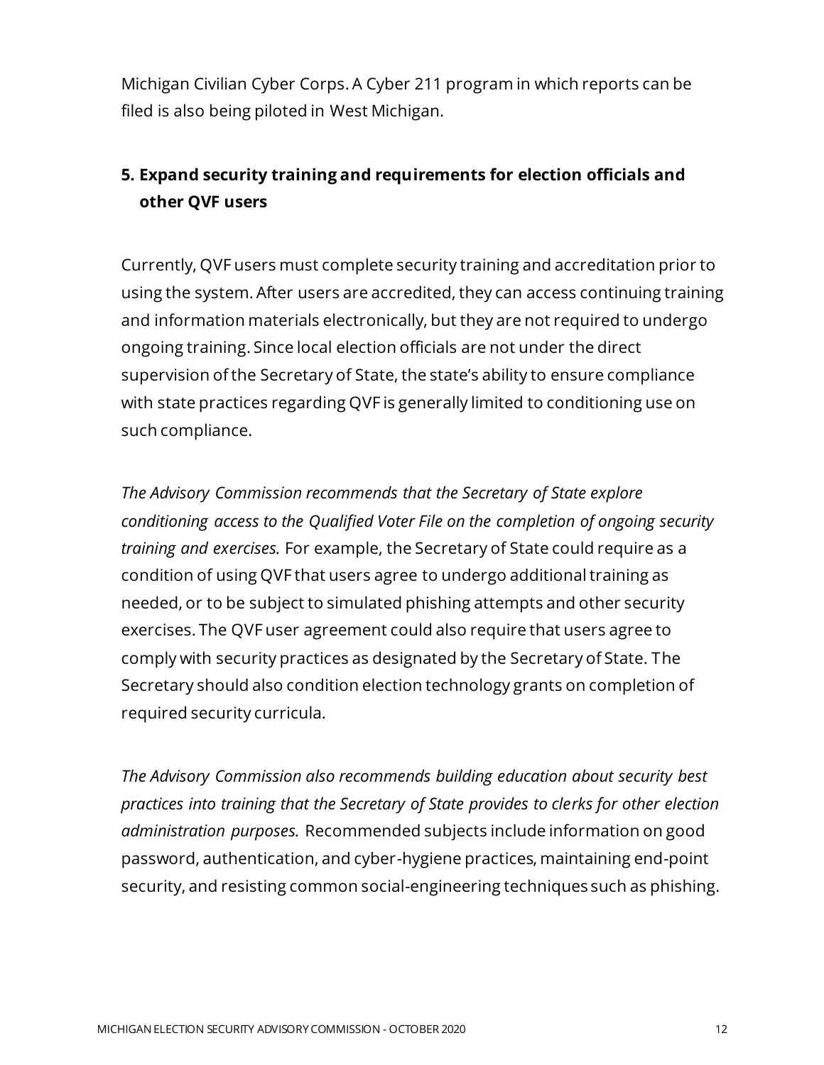Michigan Civilian Cyber Corps. A Cyber 211 program in which reports can be filed is also being piloted in West Michigan.

## 5. Expand security training and requirements for election officials and other QVF users

Currently, QVF users must complete security training and accreditation prior to using the system. After users are accredited, they can access continuing training and information materials electronically, but they are not required to undergo ongoing training. Since local election officials are not under the direct supervision of the Secretary of State, the state's ability to ensure compliance with state practices regarding QVF is generally limited to conditioning use on such compliance.

*The Advisory Commission recommends that the Secretary of State explore conditioning access to the Qualified Voter File on the completion of ongoing security training and exercises.* For example, the Secretary of State could require as a condition of using QVF that users agree to undergo additional training as needed, or to be subject to simulated phishing attempts and other security exercises. The QVF user agreement could also require that users agree to comply with security practices as designated by the Secretary of State. The Secretary should also condition election technology grants on completion of required security curricula.

*The Advisory Commission also recommends building education about security best practices into training that the Secretary of State provides to clerks for other election administration purposes.* Recommended subjects include information on good password, authentication, and cyber-hygiene practices, maintaining end-point security, and resisting common social-engineering techniques such as phishing.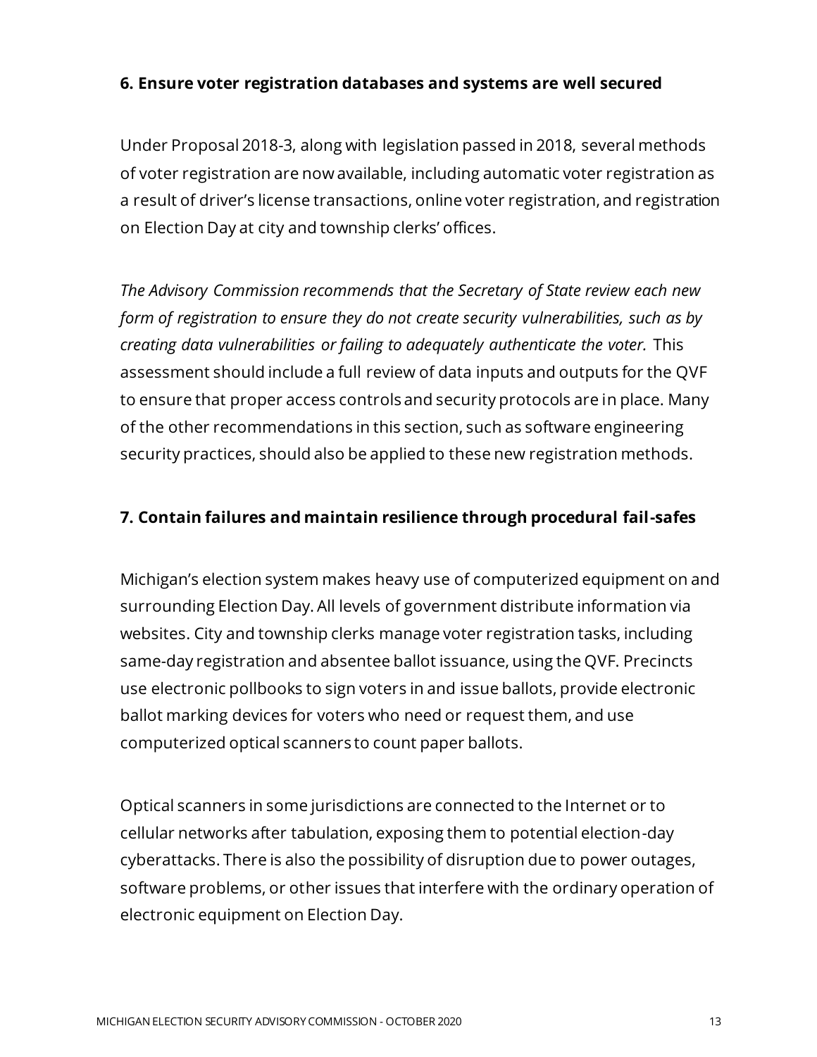**6. Ensure voter registration databases and systems are well secured**

Under Proposal 2018-3, along with legislation passed in 2018, several methods of voter registration are now available, including automatic voter registration as a result of driver's license transactions, online voter registration, and registration on Election Day at city and township clerks' offices.

*The Advisory Commission recommends that the Secretary of State review each new form of registration to ensure they do not create security vulnerabilities, such as by creating data vulnerabilities or failing to adequately authenticate the voter.* This assessment should include a full review of data inputs and outputs for the QVF to ensure that proper access controls and security protocols are in place. Many of the other recommendations in this section, such as software engineering security practices, should also be applied to these new registration methods.

**7. Contain failures and maintain resilience through procedural fail-safes**

Michigan's election system makes heavy use of computerized equipment on and surrounding Election Day. All levels of government distribute information via websites. City and township clerks manage voter registration tasks, including same-day registration and absentee ballot issuance, using the QVF. Precincts use electronic pollbooks to sign voters in and issue ballots, provide electronic ballot marking devices for voters who need or request them, and use computerized optical scanners to count paper ballots.

Optical scanners in some jurisdictions are connected to the Internet or to cellular networks after tabulation, exposing them to potential election-day cyberattacks. There is also the possibility of disruption due to power outages, software problems, or other issues that interfere with the ordinary operation of electronic equipment on Election Day.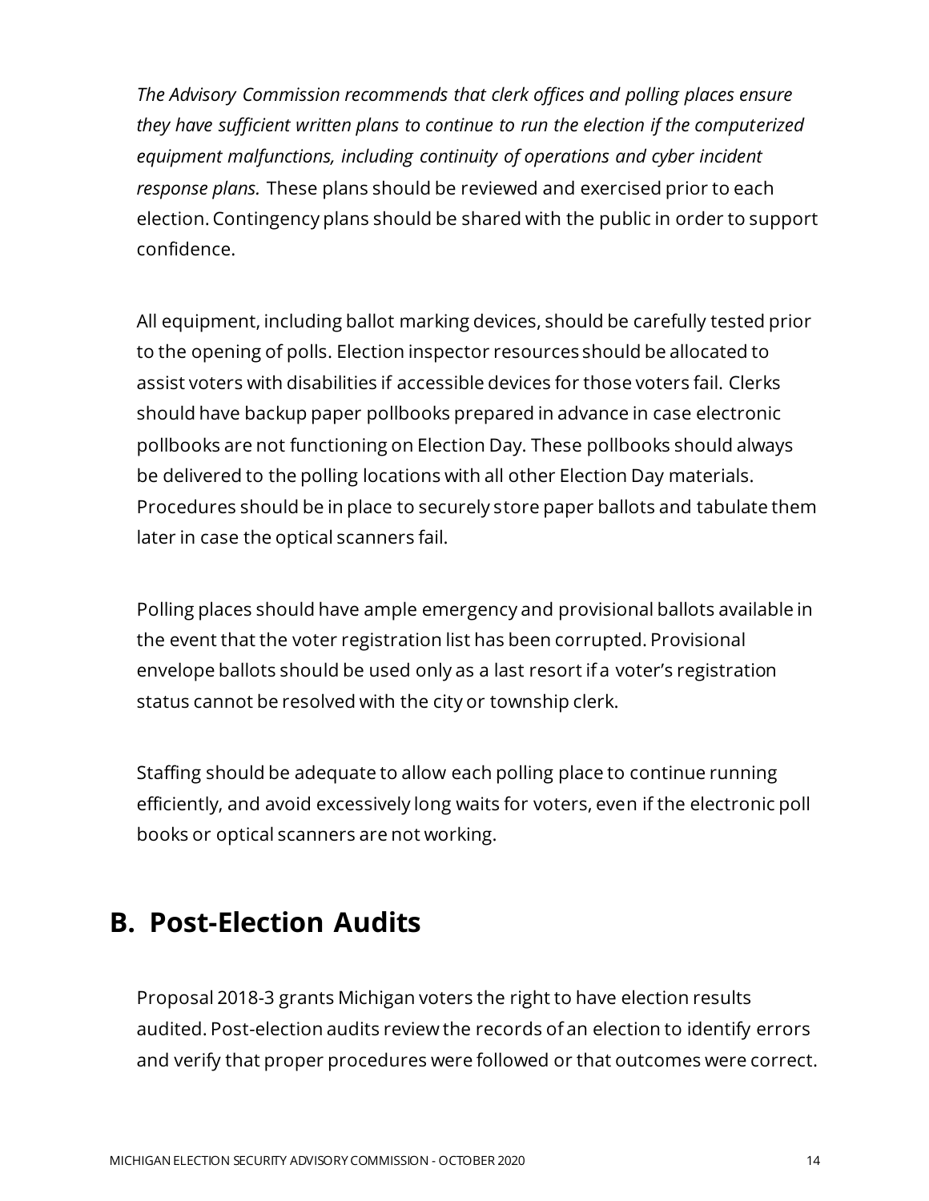*The Advisory Commission recommends that clerk offices and polling places ensure they have sufficient written plans to continue to run the election if the computerized equipment malfunctions, including continuity of operations and cyber incident response plans.* These plans should be reviewed and exercised prior to each election. Contingency plans should be shared with the public in order to support confidence.

All equipment, including ballot marking devices, should be carefully tested prior to the opening of polls. Election inspector resources should be allocated to assist voters with disabilities if accessible devices for those voters fail. Clerks should have backup paper pollbooks prepared in advance in case electronic pollbooks are not functioning on Election Day. These pollbooks should always be delivered to the polling locations with all other Election Day materials. Procedures should be in place to securely store paper ballots and tabulate them later in case the optical scanners fail.

Polling places should have ample emergency and provisional ballots available in the event that the voter registration list has been corrupted. Provisional envelope ballots should be used only as a last resort if a voter's registration status cannot be resolved with the city or township clerk.

Staffing should be adequate to allow each polling place to continue running efficiently, and avoid excessively long waits for voters, even if the electronic poll books or optical scanners are not working.

## B. Post-Election Audits

Proposal 2018-3 grants Michigan voters the right to have election results audited. Post-election audits review the records of an election to identify errors and verify that proper procedures were followed or that outcomes were correct.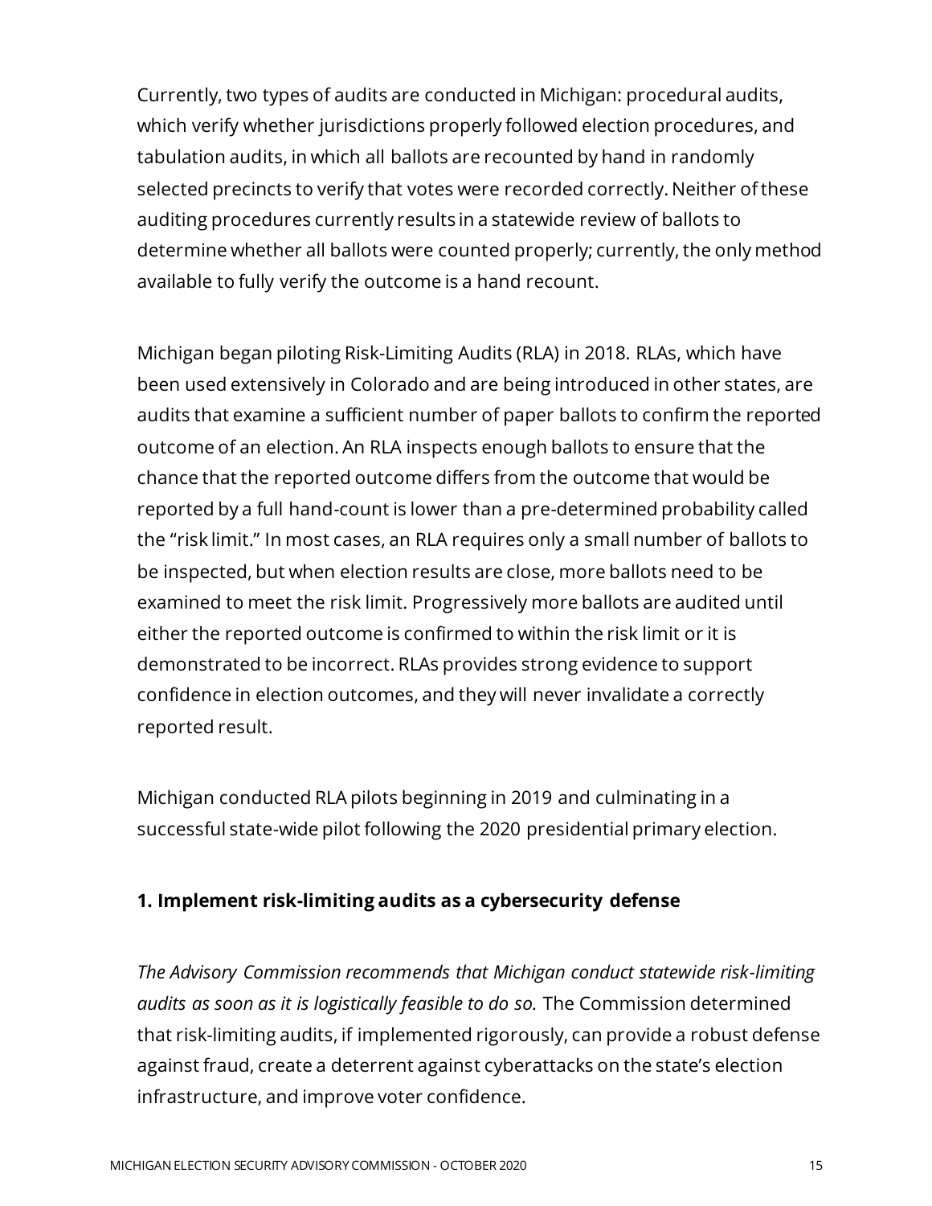Currently, two types of audits are conducted in Michigan: procedural audits, which verify whether jurisdictions properly followed election procedures, and tabulation audits, in which all ballots are recounted by hand in randomly selected precincts to verify that votes were recorded correctly. Neither of these auditing procedures currently results in a statewide review of ballots to determine whether all ballots were counted properly; currently, the only method available to fully verify the outcome is a hand recount.

Michigan began piloting Risk-Limiting Audits (RLA) in 2018. RLAs, which have been used extensively in Colorado and are being introduced in other states, are audits that examine a sufficient number of paper ballots to confirm the reported outcome of an election. An RLA inspects enough ballots to ensure that the chance that the reported outcome differs from the outcome that would be reported by a full hand-count is lower than a pre-determined probability called the "risk limit." In most cases, an RLA requires only a small number of ballots to be inspected, but when election results are close, more ballots need to be examined to meet the risk limit. Progressively more ballots are audited until either the reported outcome is confirmed to within the risk limit or it is demonstrated to be incorrect. RLAs provides strong evidence to support confidence in election outcomes, and they will never invalidate a correctly reported result.

Michigan conducted RLA pilots beginning in 2019 and culminating in a successful state-wide pilot following the 2020 presidential primary election.

### 1. Implement risk-limiting audits as a cybersecurity defense

*The Advisory Commission recommends that Michigan conduct statewide risk-limiting audits as soon as it is logistically feasible to do so.* The Commission determined that risk-limiting audits, if implemented rigorously, can provide a robust defense against fraud, create a deterrent against cyberattacks on the state's election infrastructure, and improve voter confidence.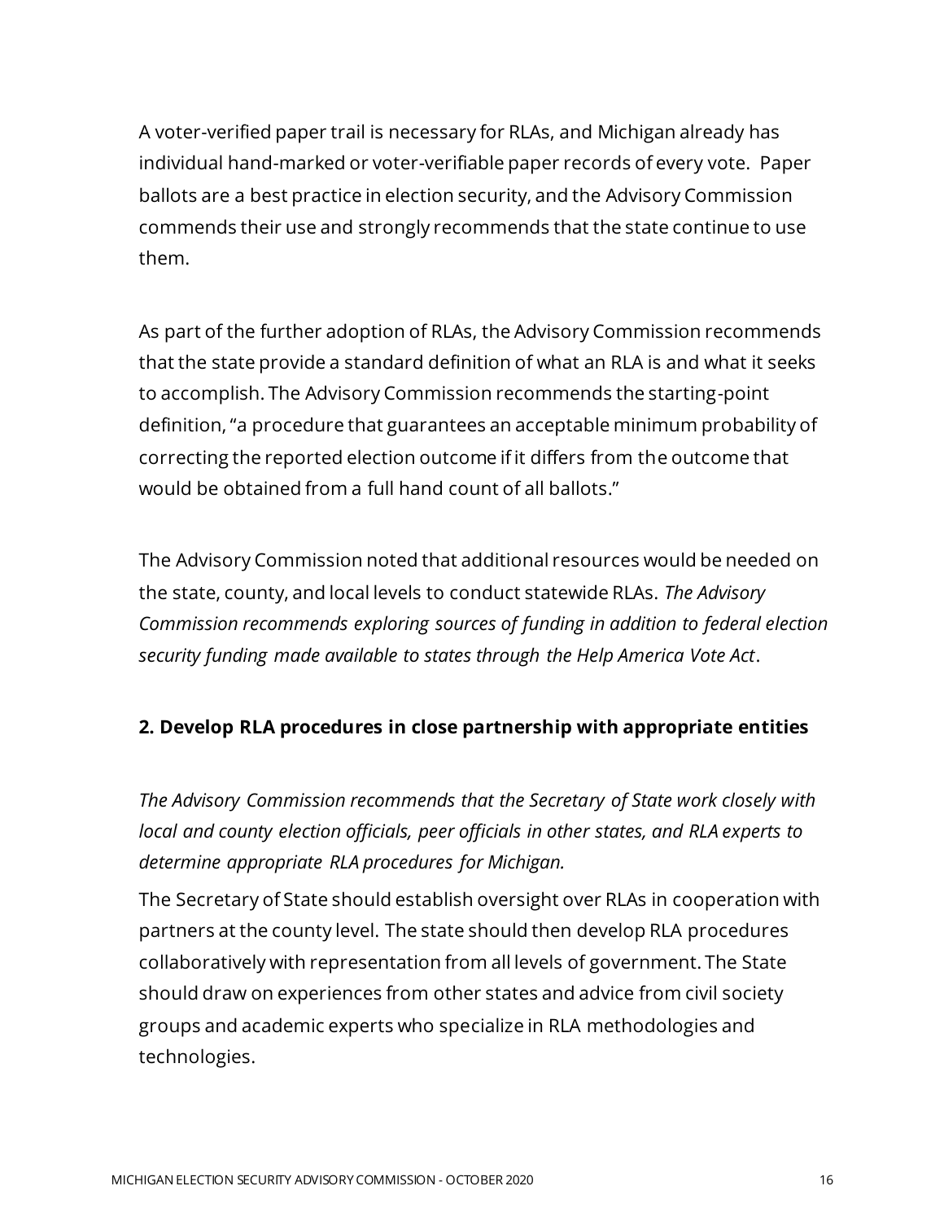A voter-verified paper trail is necessary for RLAs, and Michigan already has individual hand-marked or voter-verifiable paper records of every vote. Paper ballots are a best practice in election security, and the Advisory Commission commends their use and strongly recommends that the state continue to use them.

As part of the further adoption of RLAs, the Advisory Commission recommends that the state provide a standard definition of what an RLA is and what it seeks to accomplish. The Advisory Commission recommends the starting-point definition, "a procedure that guarantees an acceptable minimum probability of correcting the reported election outcome if it differs from the outcome that would be obtained from a full hand count of all ballots."

The Advisory Commission noted that additional resources would be needed on the state, county, and local levels to conduct statewide RLAs. *The Advisory Commission recommends exploring sources of funding in addition to federal election security funding made available to states through the Help America Vote Act*.

**2. Develop RLA procedures in close partnership with appropriate entities**

*The Advisory Commission recommends that the Secretary of State work closely with local and county election officials, peer officials in other states, and RLA experts to determine appropriate RLA procedures for Michigan.*

The Secretary of State should establish oversight over RLAs in cooperation with partners at the county level. The state should then develop RLA procedures collaboratively with representation from all levels of government. The State should draw on experiences from other states and advice from civil society groups and academic experts who specialize in RLA methodologies and technologies.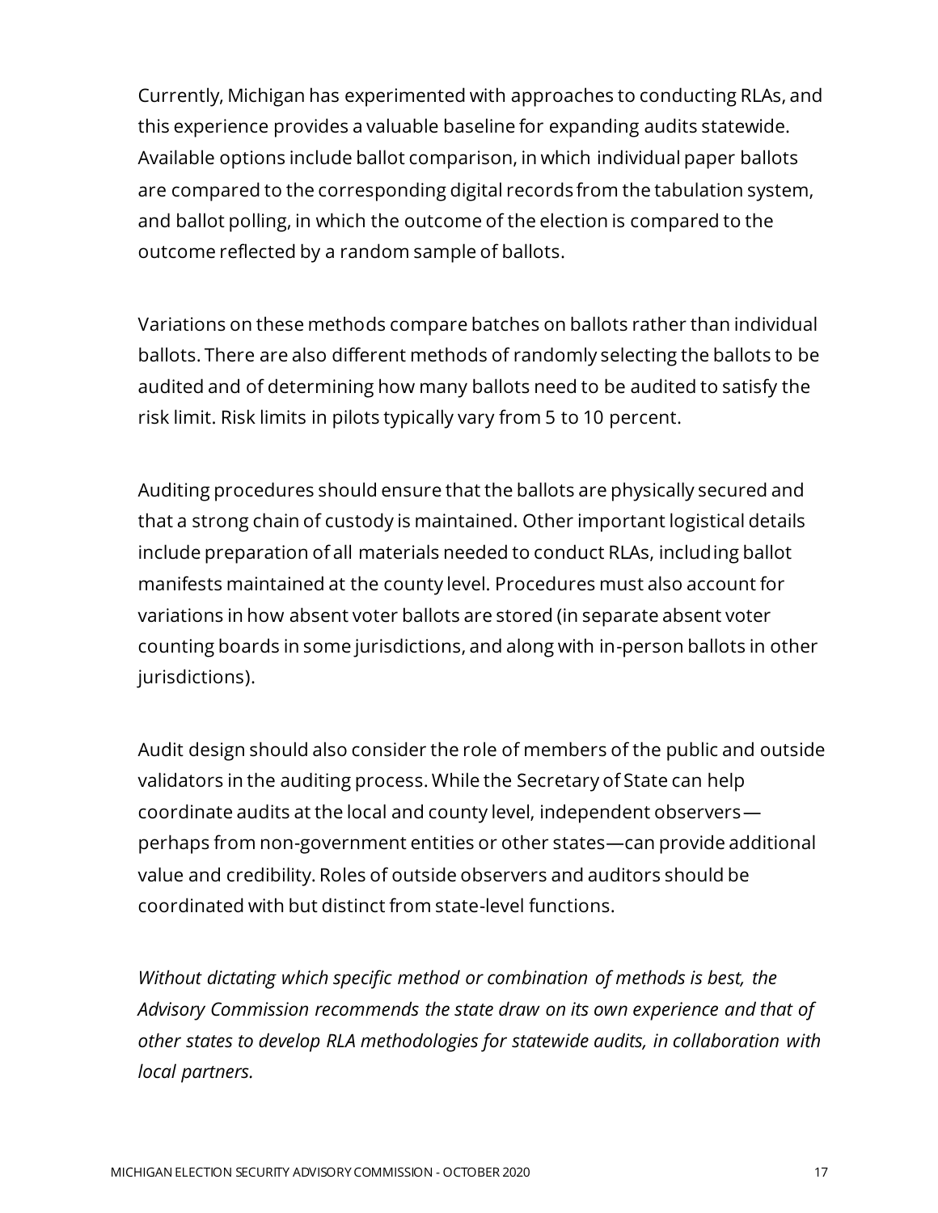Currently, Michigan has experimented with approaches to conducting RLAs, and this experience provides a valuable baseline for expanding audits statewide. Available options include ballot comparison, in which individual paper ballots are compared to the corresponding digital records from the tabulation system, and ballot polling, in which the outcome of the election is compared to the outcome reflected by a random sample of ballots.

Variations on these methods compare batches on ballots rather than individual ballots. There are also different methods of randomly selecting the ballots to be audited and of determining how many ballots need to be audited to satisfy the risk limit. Risk limits in pilots typically vary from 5 to 10 percent.

Auditing procedures should ensure that the ballots are physically secured and that a strong chain of custody is maintained. Other important logistical details include preparation of all materials needed to conduct RLAs, including ballot manifests maintained at the county level. Procedures must also account for variations in how absent voter ballots are stored (in separate absent voter counting boards in some jurisdictions, and along with in-person ballots in other jurisdictions).

Audit design should also consider the role of members of the public and outside validators in the auditing process. While the Secretary of State can help coordinate audits at the local and county level, independent observers—perhaps from non-government entities or other states—can provide additional value and credibility. Roles of outside observers and auditors should be coordinated with but distinct from state-level functions.

*Without dictating which specific method or combination of methods is best, the Advisory Commission recommends the state draw on its own experience and that of other states to develop RLA methodologies for statewide audits, in collaboration with local partners.*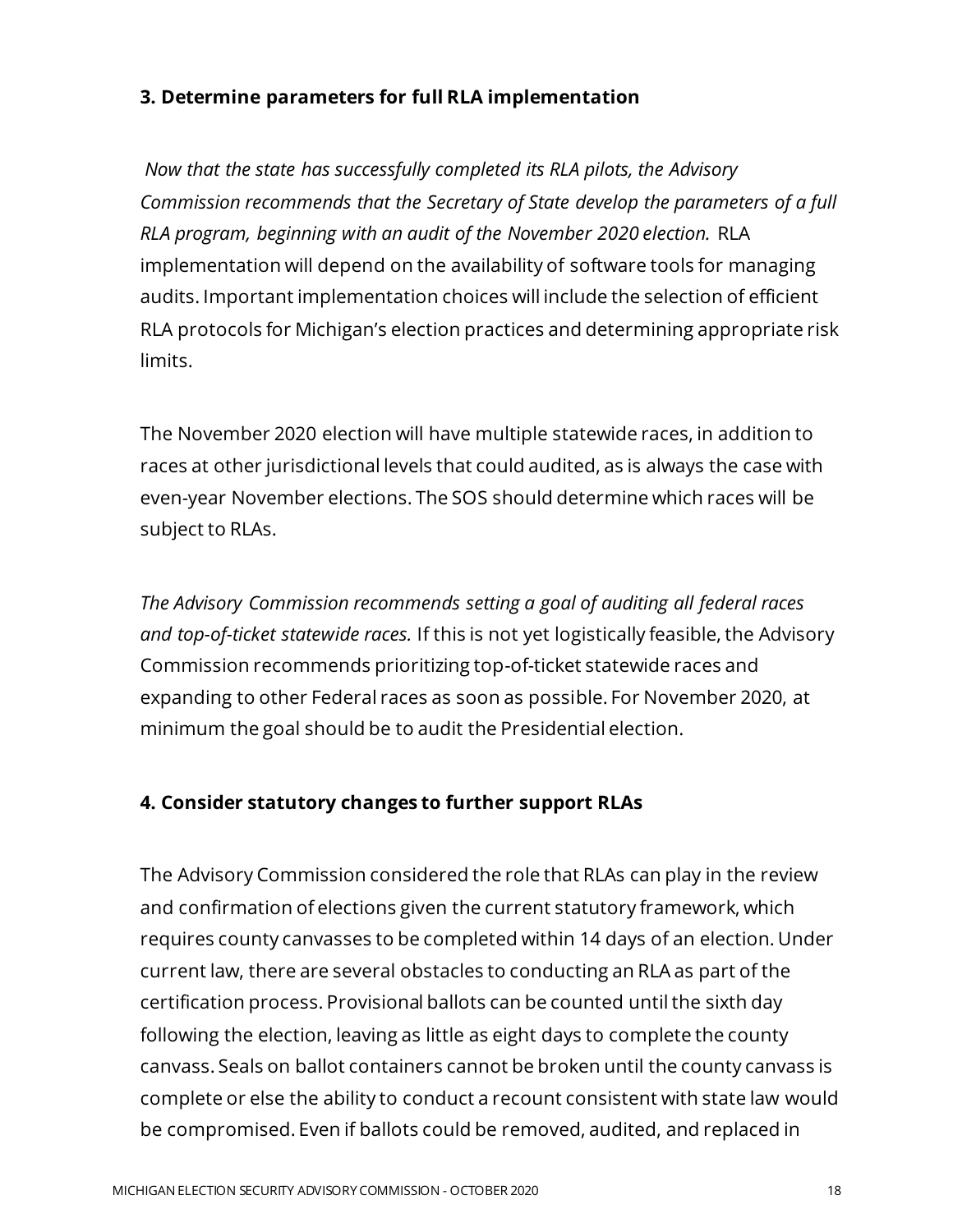### 3. Determine parameters for full RLA implementation

*Now that the state has successfully completed its RLA pilots, the Advisory Commission recommends that the Secretary of State develop the parameters of a full RLA program, beginning with an audit of the November 2020 election.* RLA implementation will depend on the availability of software tools for managing audits. Important implementation choices will include the selection of efficient RLA protocols for Michigan's election practices and determining appropriate risk limits.

The November 2020 election will have multiple statewide races, in addition to races at other jurisdictional levels that could audited, as is always the case with even-year November elections. The SOS should determine which races will be subject to RLAs.

*The Advisory Commission recommends setting a goal of auditing all federal races and top-of-ticket statewide races.* If this is not yet logistically feasible, the Advisory Commission recommends prioritizing top-of-ticket statewide races and expanding to other Federal races as soon as possible. For November 2020, at minimum the goal should be to audit the Presidential election.

### 4. Consider statutory changes to further support RLAs

The Advisory Commission considered the role that RLAs can play in the review and confirmation of elections given the current statutory framework, which requires county canvasses to be completed within 14 days of an election. Under current law, there are several obstacles to conducting an RLA as part of the certification process. Provisional ballots can be counted until the sixth day following the election, leaving as little as eight days to complete the county canvass. Seals on ballot containers cannot be broken until the county canvass is complete or else the ability to conduct a recount consistent with state law would be compromised. Even if ballots could be removed, audited, and replaced in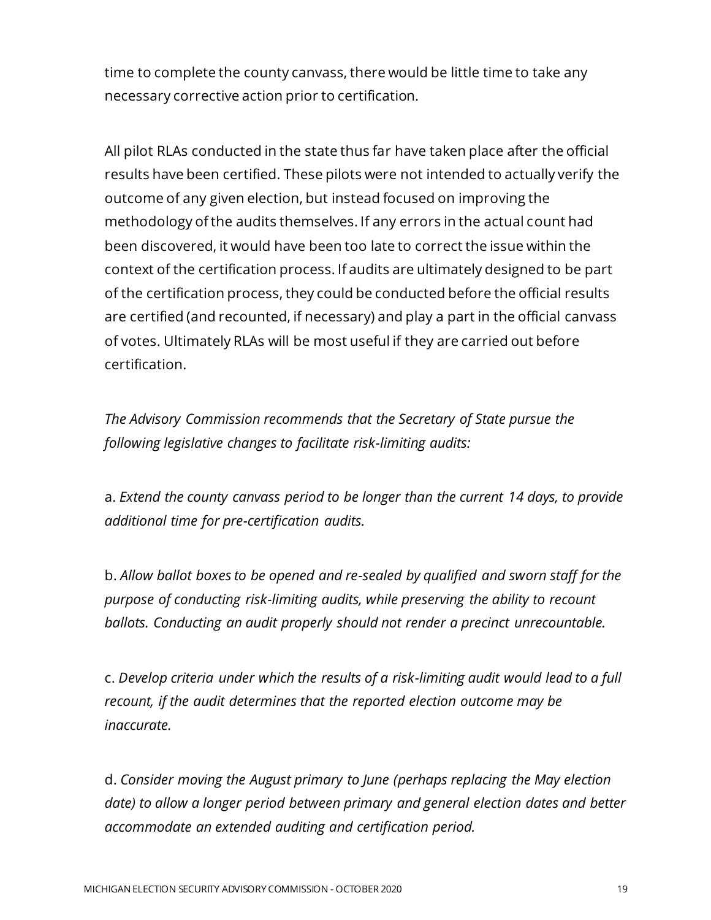time to complete the county canvass, there would be little time to take any necessary corrective action prior to certification.

All pilot RLAs conducted in the state thus far have taken place after the official results have been certified. These pilots were not intended to actually verify the outcome of any given election, but instead focused on improving the methodology of the audits themselves. If any errors in the actual count had been discovered, it would have been too late to correct the issue within the context of the certification process. If audits are ultimately designed to be part of the certification process, they could be conducted before the official results are certified (and recounted, if necessary) and play a part in the official canvass of votes. Ultimately RLAs will be most useful if they are carried out before certification.

*The Advisory Commission recommends that the Secretary of State pursue the following legislative changes to facilitate risk-limiting audits:*

a. *Extend the county canvass period to be longer than the current 14 days, to provide additional time for pre-certification audits.*

b. *Allow ballot boxes to be opened and re-sealed by qualified and sworn staff for the purpose of conducting risk-limiting audits, while preserving the ability to recount ballots. Conducting an audit properly should not render a precinct unrecountable.*

c. *Develop criteria under which the results of a risk-limiting audit would lead to a full recount, if the audit determines that the reported election outcome may be inaccurate.*

d. *Consider moving the August primary to June (perhaps replacing the May election date) to allow a longer period between primary and general election dates and better accommodate an extended auditing and certification period.*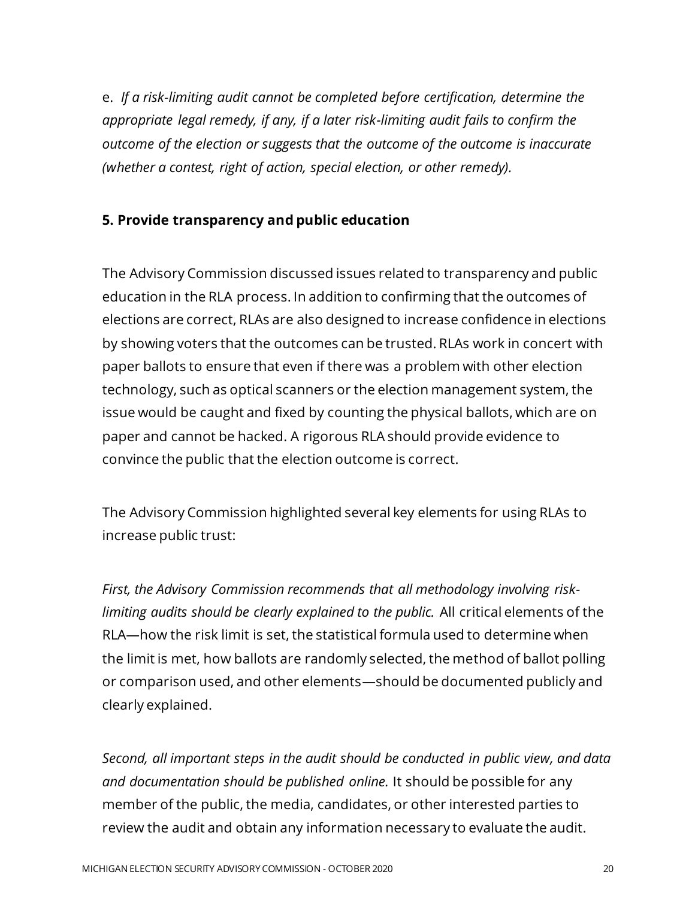e. *If a risk-limiting audit cannot be completed before certification, determine the appropriate legal remedy, if any, if a later risk-limiting audit fails to confirm the outcome of the election or suggests that the outcome of the outcome is inaccurate (whether a contest, right of action, special election, or other remedy).*

**5. Provide transparency and public education**

The Advisory Commission discussed issues related to transparency and public education in the RLA process. In addition to confirming that the outcomes of elections are correct, RLAs are also designed to increase confidence in elections by showing voters that the outcomes can be trusted. RLAs work in concert with paper ballots to ensure that even if there was a problem with other election technology, such as optical scanners or the election management system, the issue would be caught and fixed by counting the physical ballots, which are on paper and cannot be hacked. A rigorous RLA should provide evidence to convince the public that the election outcome is correct.

The Advisory Commission highlighted several key elements for using RLAs to increase public trust:

*First, the Advisory Commission recommends that all methodology involving risk-limiting audits should be clearly explained to the public.* All critical elements of the RLA—how the risk limit is set, the statistical formula used to determine when the limit is met, how ballots are randomly selected, the method of ballot polling or comparison used, and other elements—should be documented publicly and clearly explained.

*Second, all important steps in the audit should be conducted in public view, and data and documentation should be published online.* It should be possible for any member of the public, the media, candidates, or other interested parties to review the audit and obtain any information necessary to evaluate the audit.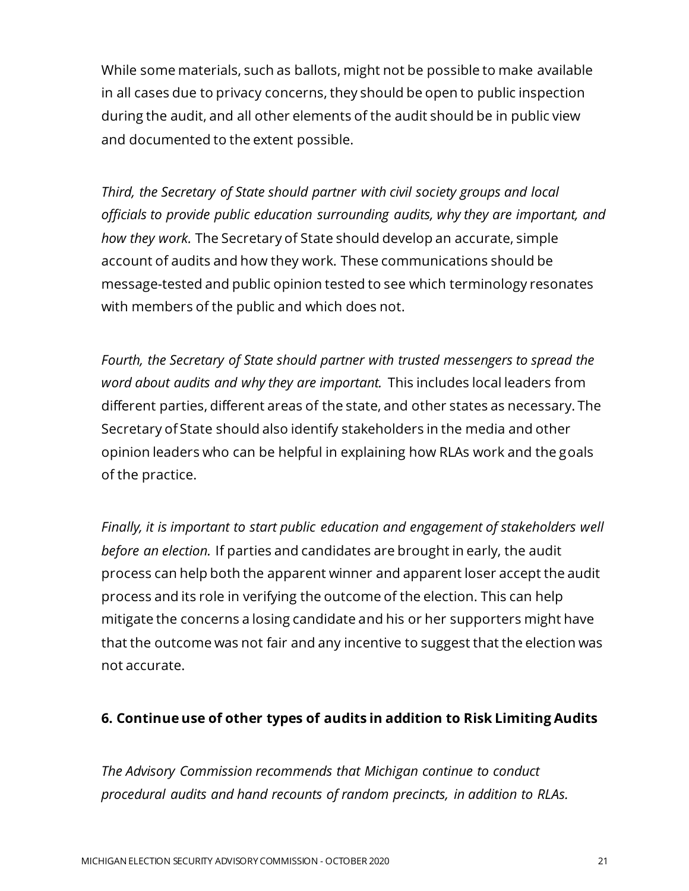While some materials, such as ballots, might not be possible to make available in all cases due to privacy concerns, they should be open to public inspection during the audit, and all other elements of the audit should be in public view and documented to the extent possible.

*Third, the Secretary of State should partner with civil society groups and local officials to provide public education surrounding audits, why they are important, and how they work.* The Secretary of State should develop an accurate, simple account of audits and how they work. These communications should be message-tested and public opinion tested to see which terminology resonates with members of the public and which does not.

*Fourth, the Secretary of State should partner with trusted messengers to spread the word about audits and why they are important.* This includes local leaders from different parties, different areas of the state, and other states as necessary. The Secretary of State should also identify stakeholders in the media and other opinion leaders who can be helpful in explaining how RLAs work and the goals of the practice.

*Finally, it is important to start public education and engagement of stakeholders well before an election.* If parties and candidates are brought in early, the audit process can help both the apparent winner and apparent loser accept the audit process and its role in verifying the outcome of the election. This can help mitigate the concerns a losing candidate and his or her supporters might have that the outcome was not fair and any incentive to suggest that the election was not accurate.

### 6. Continue use of other types of audits in addition to Risk Limiting Audits

*The Advisory Commission recommends that Michigan continue to conduct procedural audits and hand recounts of random precincts, in addition to RLAs.*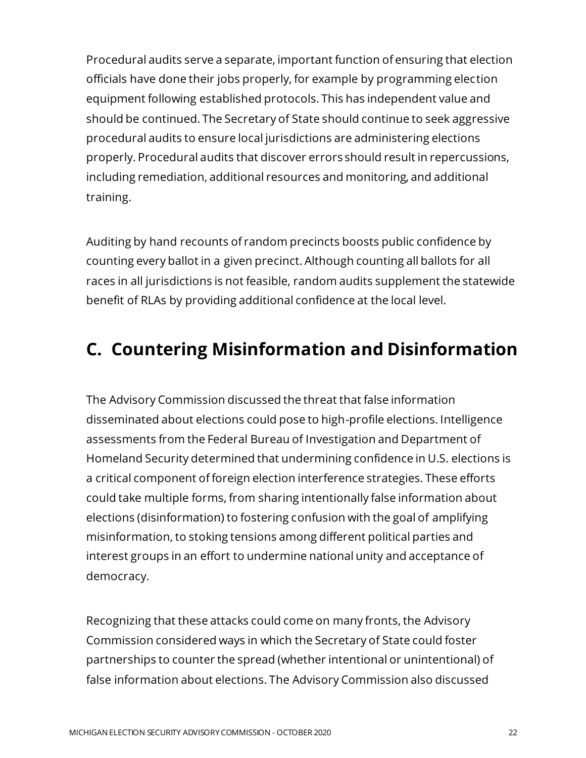Procedural audits serve a separate, important function of ensuring that election officials have done their jobs properly, for example by programming election equipment following established protocols. This has independent value and should be continued. The Secretary of State should continue to seek aggressive procedural audits to ensure local jurisdictions are administering elections properly. Procedural audits that discover errors should result in repercussions, including remediation, additional resources and monitoring, and additional training.

Auditing by hand recounts of random precincts boosts public confidence by counting every ballot in a given precinct. Although counting all ballots for all races in all jurisdictions is not feasible, random audits supplement the statewide benefit of RLAs by providing additional confidence at the local level.

## C. Countering Misinformation and Disinformation

The Advisory Commission discussed the threat that false information disseminated about elections could pose to high-profile elections. Intelligence assessments from the Federal Bureau of Investigation and Department of Homeland Security determined that undermining confidence in U.S. elections is a critical component of foreign election interference strategies. These efforts could take multiple forms, from sharing intentionally false information about elections (disinformation) to fostering confusion with the goal of amplifying misinformation, to stoking tensions among different political parties and interest groups in an effort to undermine national unity and acceptance of democracy.

Recognizing that these attacks could come on many fronts, the Advisory Commission considered ways in which the Secretary of State could foster partnerships to counter the spread (whether intentional or unintentional) of false information about elections. The Advisory Commission also discussed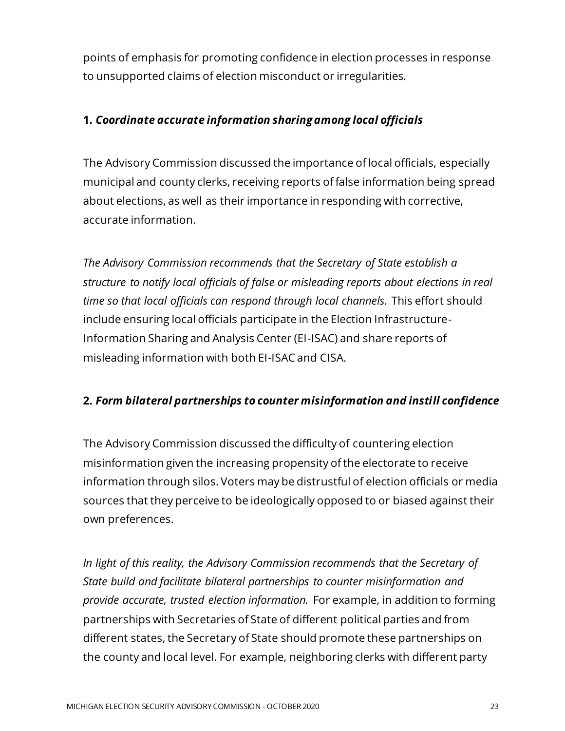points of emphasis for promoting confidence in election processes in response to unsupported claims of election misconduct or irregularities.

**1. *Coordinate accurate information sharing among local officials***

The Advisory Commission discussed the importance of local officials, especially municipal and county clerks, receiving reports of false information being spread about elections, as well as their importance in responding with corrective, accurate information.

*The Advisory Commission recommends that the Secretary of State establish a structure to notify local officials of false or misleading reports about elections in real time so that local officials can respond through local channels.* This effort should include ensuring local officials participate in the Election Infrastructure-Information Sharing and Analysis Center (EI-ISAC) and share reports of misleading information with both EI-ISAC and CISA.

**2. *Form bilateral partnerships to counter misinformation and instill confidence***

The Advisory Commission discussed the difficulty of countering election misinformation given the increasing propensity of the electorate to receive information through silos. Voters may be distrustful of election officials or media sources that they perceive to be ideologically opposed to or biased against their own preferences.

*In light of this reality, the Advisory Commission recommends that the Secretary of State build and facilitate bilateral partnerships to counter misinformation and provide accurate, trusted election information.* For example, in addition to forming partnerships with Secretaries of State of different political parties and from different states, the Secretary of State should promote these partnerships on the county and local level. For example, neighboring clerks with different party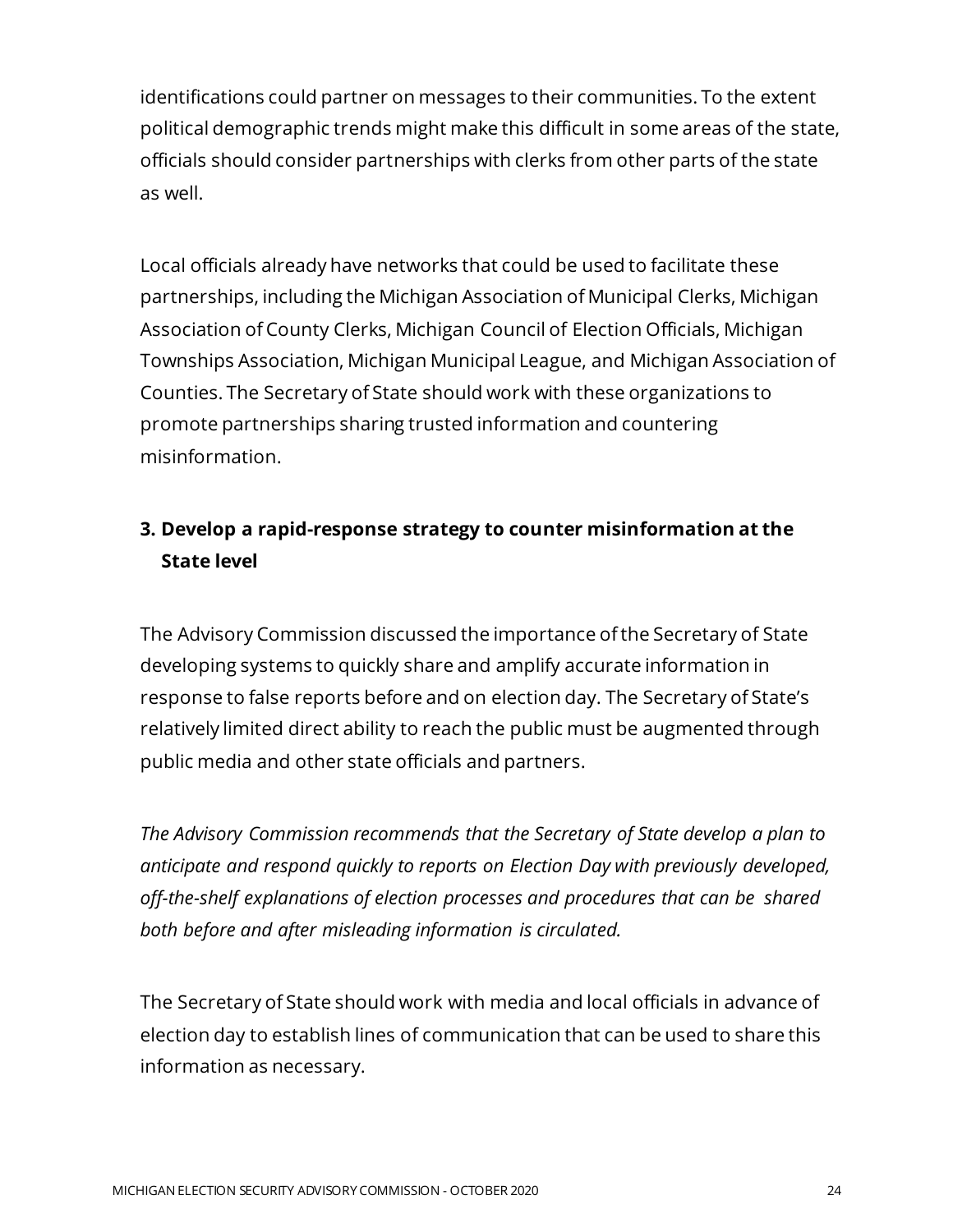identifications could partner on messages to their communities. To the extent political demographic trends might make this difficult in some areas of the state, officials should consider partnerships with clerks from other parts of the state as well.

Local officials already have networks that could be used to facilitate these partnerships, including the Michigan Association of Municipal Clerks, Michigan Association of County Clerks, Michigan Council of Election Officials, Michigan Townships Association, Michigan Municipal League, and Michigan Association of Counties. The Secretary of State should work with these organizations to promote partnerships sharing trusted information and countering misinformation.

### 3. Develop a rapid-response strategy to counter misinformation at the State level

The Advisory Commission discussed the importance of the Secretary of State developing systems to quickly share and amplify accurate information in response to false reports before and on election day. The Secretary of State's relatively limited direct ability to reach the public must be augmented through public media and other state officials and partners.

*The Advisory Commission recommends that the Secretary of State develop a plan to anticipate and respond quickly to reports on Election Day with previously developed, off-the-shelf explanations of election processes and procedures that can be shared both before and after misleading information is circulated.*

The Secretary of State should work with media and local officials in advance of election day to establish lines of communication that can be used to share this information as necessary.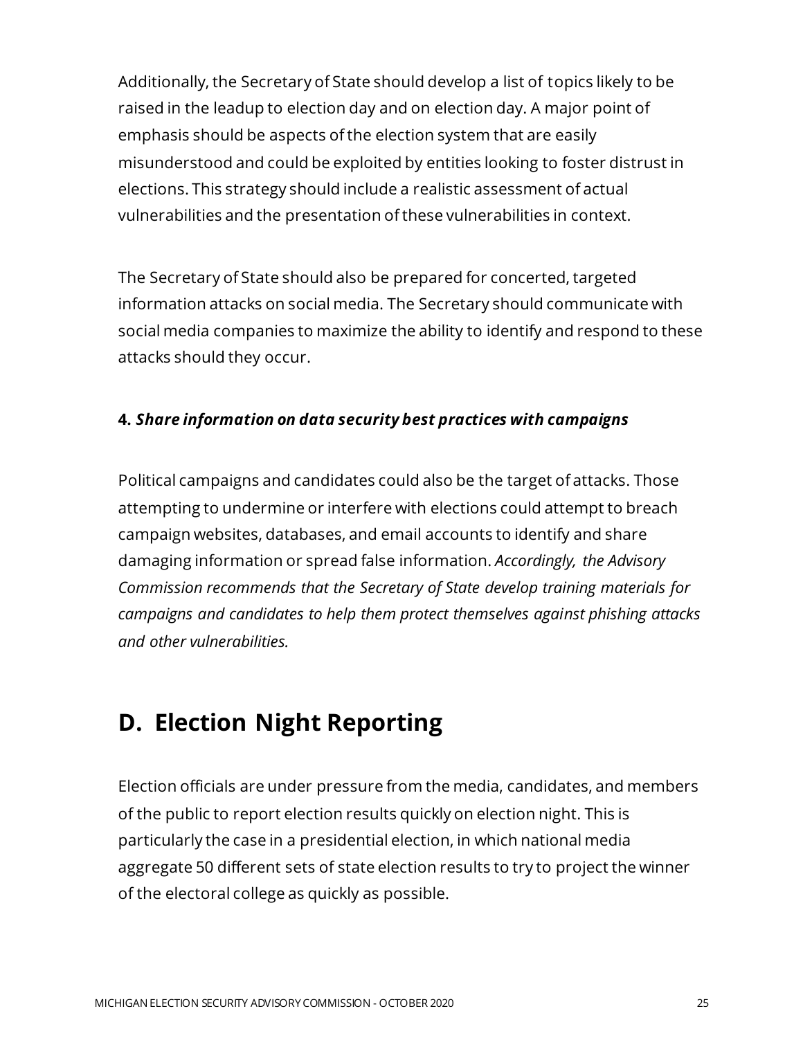Additionally, the Secretary of State should develop a list of topics likely to be raised in the leadup to election day and on election day. A major point of emphasis should be aspects of the election system that are easily misunderstood and could be exploited by entities looking to foster distrust in elections. This strategy should include a realistic assessment of actual vulnerabilities and the presentation of these vulnerabilities in context.

The Secretary of State should also be prepared for concerted, targeted information attacks on social media. The Secretary should communicate with social media companies to maximize the ability to identify and respond to these attacks should they occur.

**4. *Share information on data security best practices with campaigns***

Political campaigns and candidates could also be the target of attacks. Those attempting to undermine or interfere with elections could attempt to breach campaign websites, databases, and email accounts to identify and share damaging information or spread false information. *Accordingly, the Advisory Commission recommends that the Secretary of State develop training materials for campaigns and candidates to help them protect themselves against phishing attacks and other vulnerabilities.*

## D. Election Night Reporting

Election officials are under pressure from the media, candidates, and members of the public to report election results quickly on election night. This is particularly the case in a presidential election, in which national media aggregate 50 different sets of state election results to try to project the winner of the electoral college as quickly as possible.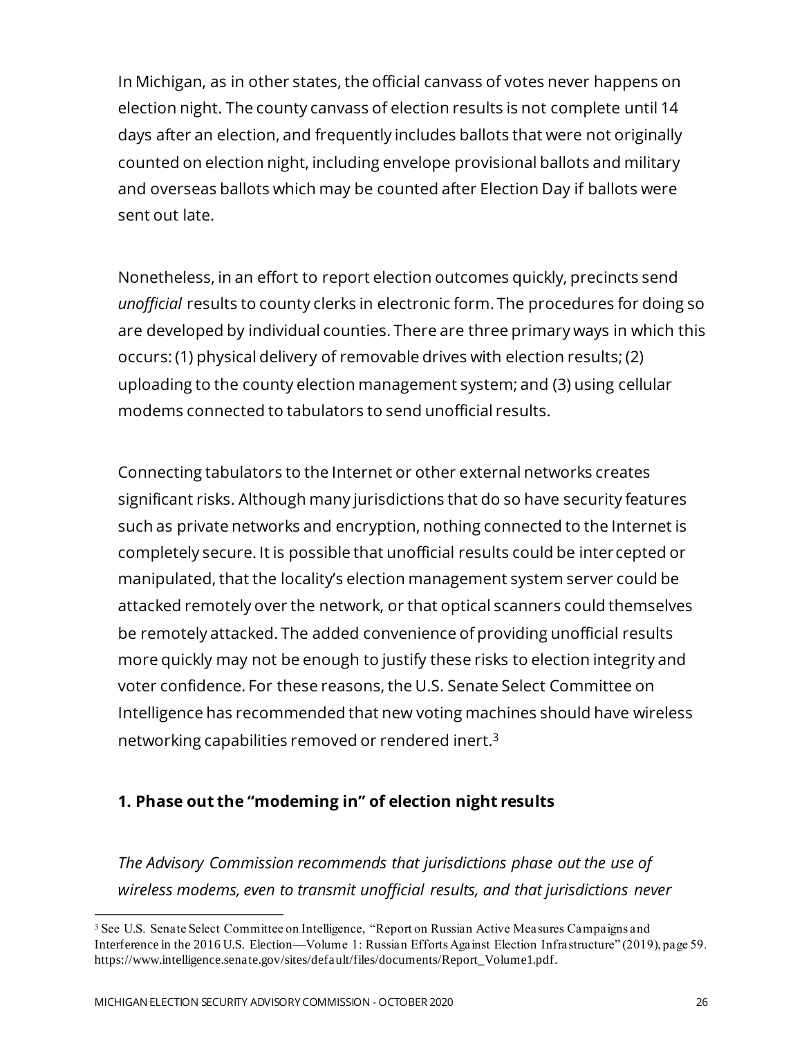In Michigan, as in other states, the official canvass of votes never happens on election night. The county canvass of election results is not complete until 14 days after an election, and frequently includes ballots that were not originally counted on election night, including envelope provisional ballots and military and overseas ballots which may be counted after Election Day if ballots were sent out late.

Nonetheless, in an effort to report election outcomes quickly, precincts send *unofficial* results to county clerks in electronic form. The procedures for doing so are developed by individual counties. There are three primary ways in which this occurs: (1) physical delivery of removable drives with election results; (2) uploading to the county election management system; and (3) using cellular modems connected to tabulators to send unofficial results.

Connecting tabulators to the Internet or other external networks creates significant risks. Although many jurisdictions that do so have security features such as private networks and encryption, nothing connected to the Internet is completely secure. It is possible that unofficial results could be intercepted or manipulated, that the locality's election management system server could be attacked remotely over the network, or that optical scanners could themselves be remotely attacked. The added convenience of providing unofficial results more quickly may not be enough to justify these risks to election integrity and voter confidence. For these reasons, the U.S. Senate Select Committee on Intelligence has recommended that new voting machines should have wireless networking capabilities removed or rendered inert.[3]

### 1. Phase out the "modeming in" of election night results

*The Advisory Commission recommends that jurisdictions phase out the use of wireless modems, even to transmit unofficial results, and that jurisdictions never*

[3] See U.S. Senate Select Committee on Intelligence, "Report on Russian Active Measures Campaigns and Interference in the 2016 U.S. Election—Volume 1: Russian Efforts Against Election Infrastructure" (2019), page 59. https://www.intelligence.senate.gov/sites/default/files/documents/Report_Volume1.pdf.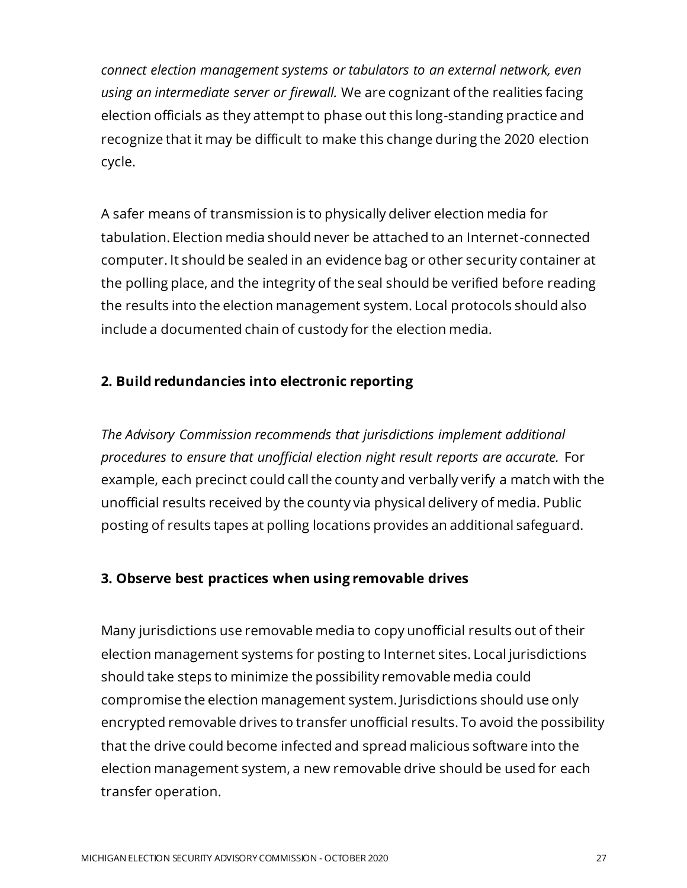*connect election management systems or tabulators to an external network, even using an intermediate server or firewall.* We are cognizant of the realities facing election officials as they attempt to phase out this long-standing practice and recognize that it may be difficult to make this change during the 2020 election cycle.

A safer means of transmission is to physically deliver election media for tabulation. Election media should never be attached to an Internet-connected computer. It should be sealed in an evidence bag or other security container at the polling place, and the integrity of the seal should be verified before reading the results into the election management system. Local protocols should also include a documented chain of custody for the election media.

**2. Build redundancies into electronic reporting**

*The Advisory Commission recommends that jurisdictions implement additional procedures to ensure that unofficial election night result reports are accurate.* For example, each precinct could call the county and verbally verify a match with the unofficial results received by the county via physical delivery of media. Public posting of results tapes at polling locations provides an additional safeguard.

**3. Observe best practices when using removable drives**

Many jurisdictions use removable media to copy unofficial results out of their election management systems for posting to Internet sites. Local jurisdictions should take steps to minimize the possibility removable media could compromise the election management system. Jurisdictions should use only encrypted removable drives to transfer unofficial results. To avoid the possibility that the drive could become infected and spread malicious software into the election management system, a new removable drive should be used for each transfer operation.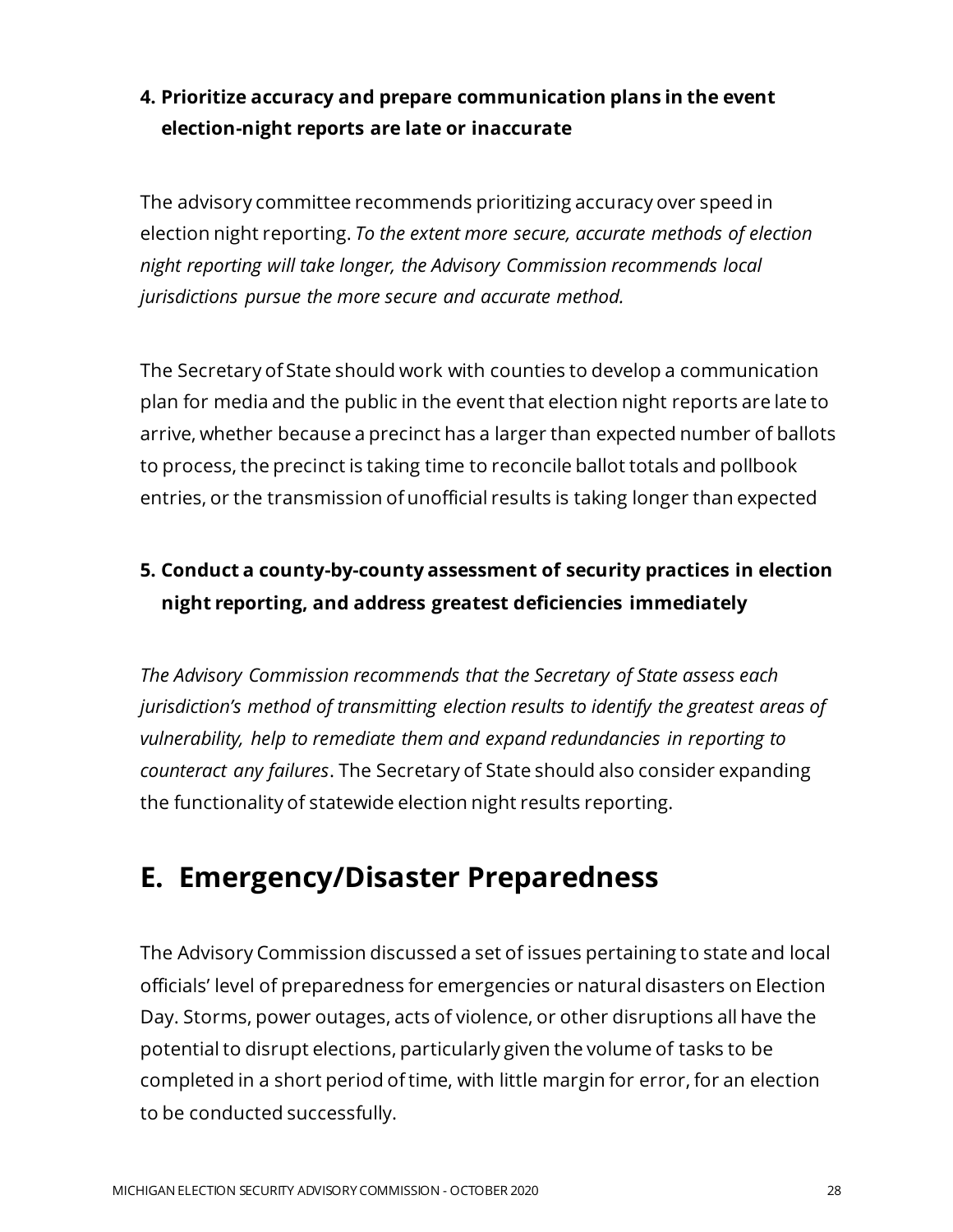**4. Prioritize accuracy and prepare communication plans in the event election-night reports are late or inaccurate**

The advisory committee recommends prioritizing accuracy over speed in election night reporting. *To the extent more secure, accurate methods of election night reporting will take longer, the Advisory Commission recommends local jurisdictions pursue the more secure and accurate method.*

The Secretary of State should work with counties to develop a communication plan for media and the public in the event that election night reports are late to arrive, whether because a precinct has a larger than expected number of ballots to process, the precinct is taking time to reconcile ballot totals and pollbook entries, or the transmission of unofficial results is taking longer than expected

**5. Conduct a county-by-county assessment of security practices in election night reporting, and address greatest deficiencies immediately**

*The Advisory Commission recommends that the Secretary of State assess each jurisdiction's method of transmitting election results to identify the greatest areas of vulnerability, help to remediate them and expand redundancies in reporting to counteract any failures*. The Secretary of State should also consider expanding the functionality of statewide election night results reporting.

## E. Emergency/Disaster Preparedness

The Advisory Commission discussed a set of issues pertaining to state and local officials' level of preparedness for emergencies or natural disasters on Election Day. Storms, power outages, acts of violence, or other disruptions all have the potential to disrupt elections, particularly given the volume of tasks to be completed in a short period of time, with little margin for error, for an election to be conducted successfully.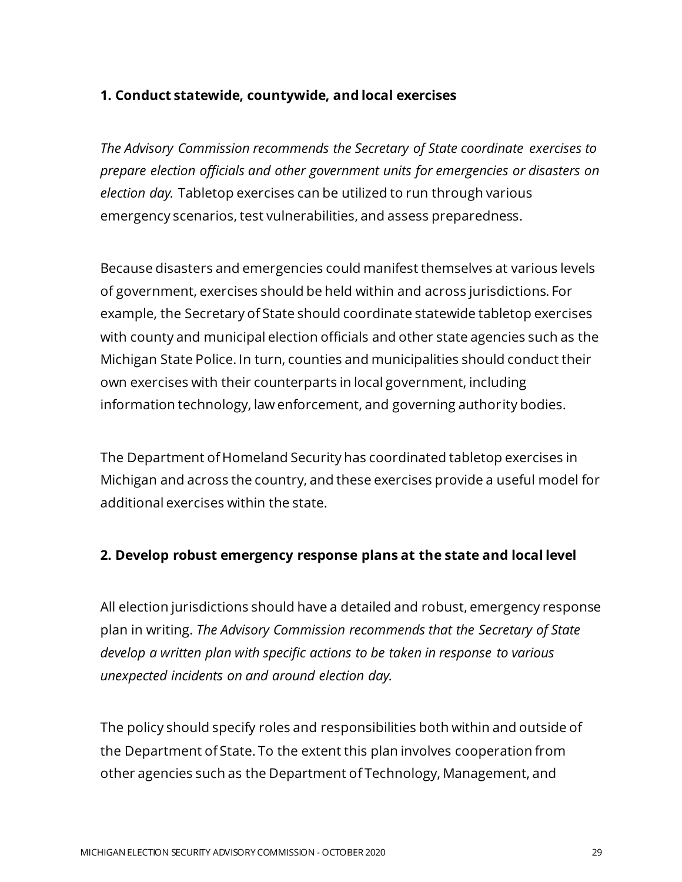### 1. Conduct statewide, countywide, and local exercises

*The Advisory Commission recommends the Secretary of State coordinate exercises to prepare election officials and other government units for emergencies or disasters on election day.* Tabletop exercises can be utilized to run through various emergency scenarios, test vulnerabilities, and assess preparedness.

Because disasters and emergencies could manifest themselves at various levels of government, exercises should be held within and across jurisdictions. For example, the Secretary of State should coordinate statewide tabletop exercises with county and municipal election officials and other state agencies such as the Michigan State Police. In turn, counties and municipalities should conduct their own exercises with their counterparts in local government, including information technology, law enforcement, and governing authority bodies.

The Department of Homeland Security has coordinated tabletop exercises in Michigan and across the country, and these exercises provide a useful model for additional exercises within the state.

### 2. Develop robust emergency response plans at the state and local level

All election jurisdictions should have a detailed and robust, emergency response plan in writing. *The Advisory Commission recommends that the Secretary of State develop a written plan with specific actions to be taken in response to various unexpected incidents on and around election day.*

The policy should specify roles and responsibilities both within and outside of the Department of State. To the extent this plan involves cooperation from other agencies such as the Department of Technology, Management, and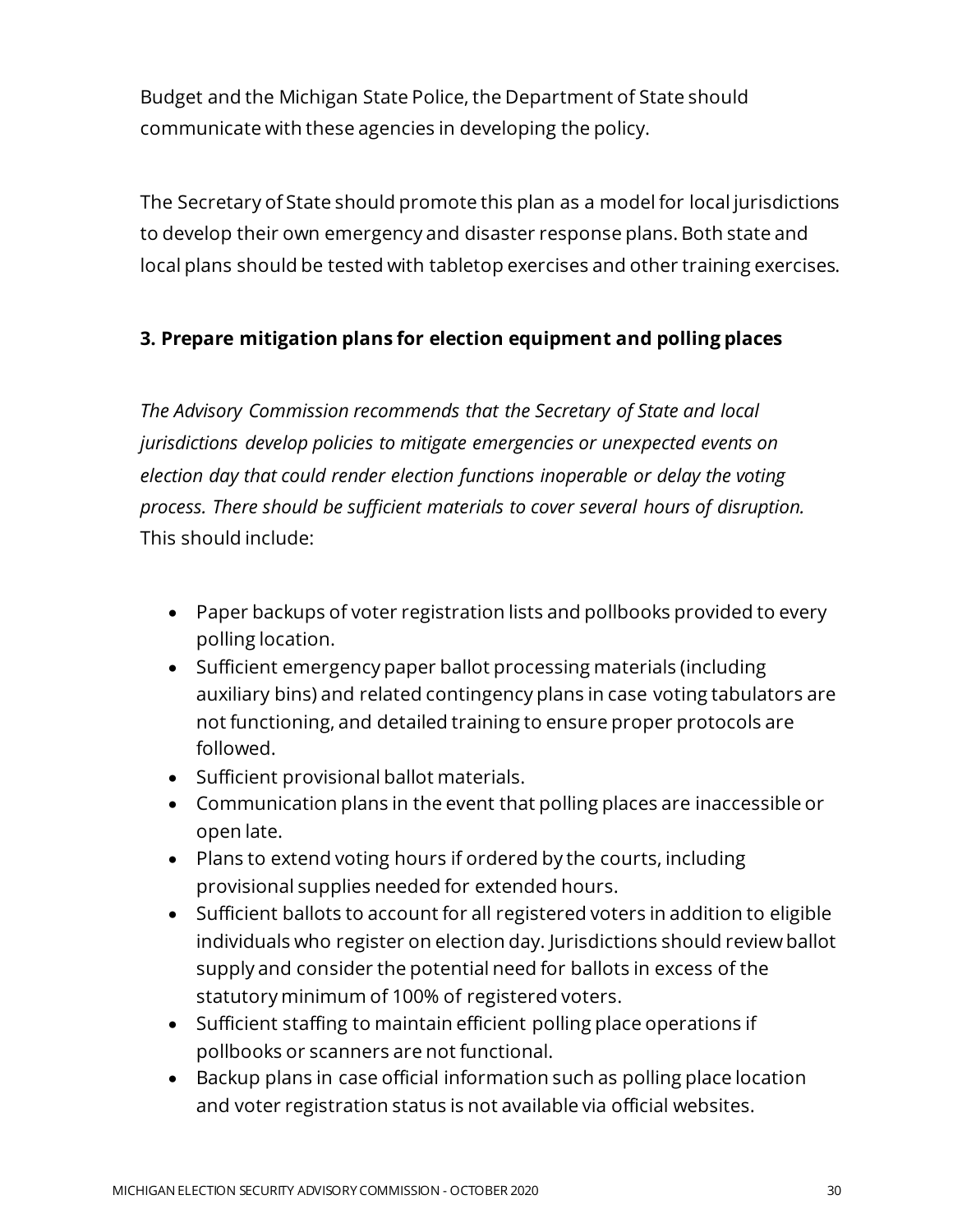Budget and the Michigan State Police, the Department of State should communicate with these agencies in developing the policy.

The Secretary of State should promote this plan as a model for local jurisdictions to develop their own emergency and disaster response plans. Both state and local plans should be tested with tabletop exercises and other training exercises.

### 3. Prepare mitigation plans for election equipment and polling places

*The Advisory Commission recommends that the Secretary of State and local jurisdictions develop policies to mitigate emergencies or unexpected events on election day that could render election functions inoperable or delay the voting process. There should be sufficient materials to cover several hours of disruption.* This should include:

- Paper backups of voter registration lists and pollbooks provided to every polling location.
- Sufficient emergency paper ballot processing materials (including auxiliary bins) and related contingency plans in case voting tabulators are not functioning, and detailed training to ensure proper protocols are followed.
- Sufficient provisional ballot materials.
- Communication plans in the event that polling places are inaccessible or open late.
- Plans to extend voting hours if ordered by the courts, including provisional supplies needed for extended hours.
- Sufficient ballots to account for all registered voters in addition to eligible individuals who register on election day. Jurisdictions should review ballot supply and consider the potential need for ballots in excess of the statutory minimum of 100% of registered voters.
- Sufficient staffing to maintain efficient polling place operations if pollbooks or scanners are not functional.
- Backup plans in case official information such as polling place location and voter registration status is not available via official websites.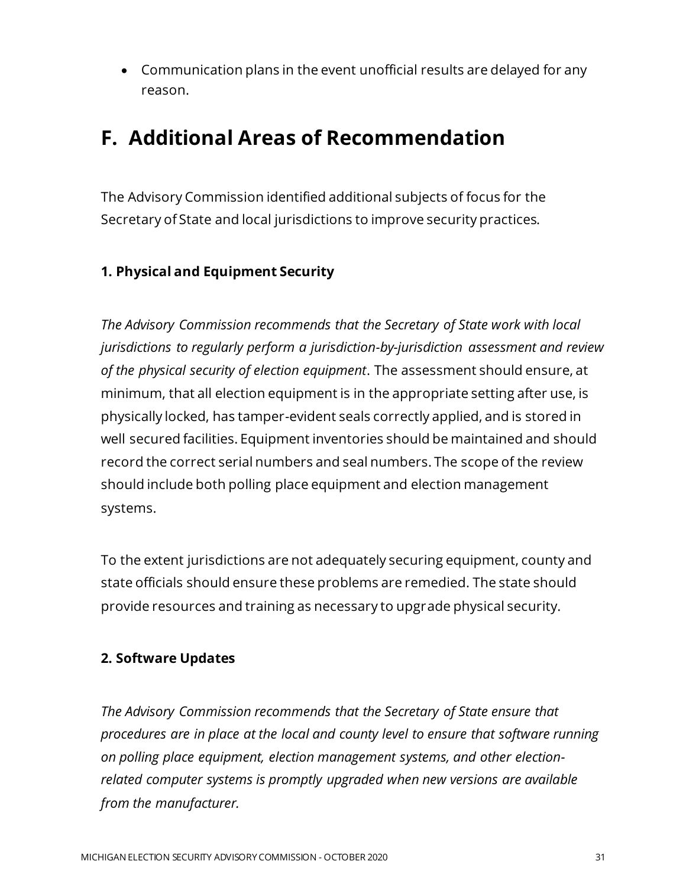- Communication plans in the event unofficial results are delayed for any reason.

## F. Additional Areas of Recommendation

The Advisory Commission identified additional subjects of focus for the Secretary of State and local jurisdictions to improve security practices.

### 1. Physical and Equipment Security

*The Advisory Commission recommends that the Secretary of State work with local jurisdictions to regularly perform a jurisdiction-by-jurisdiction assessment and review of the physical security of election equipment*. The assessment should ensure, at minimum, that all election equipment is in the appropriate setting after use, is physically locked, has tamper-evident seals correctly applied, and is stored in well secured facilities. Equipment inventories should be maintained and should record the correct serial numbers and seal numbers. The scope of the review should include both polling place equipment and election management systems.

To the extent jurisdictions are not adequately securing equipment, county and state officials should ensure these problems are remedied. The state should provide resources and training as necessary to upgrade physical security.

### 2. Software Updates

*The Advisory Commission recommends that the Secretary of State ensure that procedures are in place at the local and county level to ensure that software running on polling place equipment, election management systems, and other election-related computer systems is promptly upgraded when new versions are available from the manufacturer.*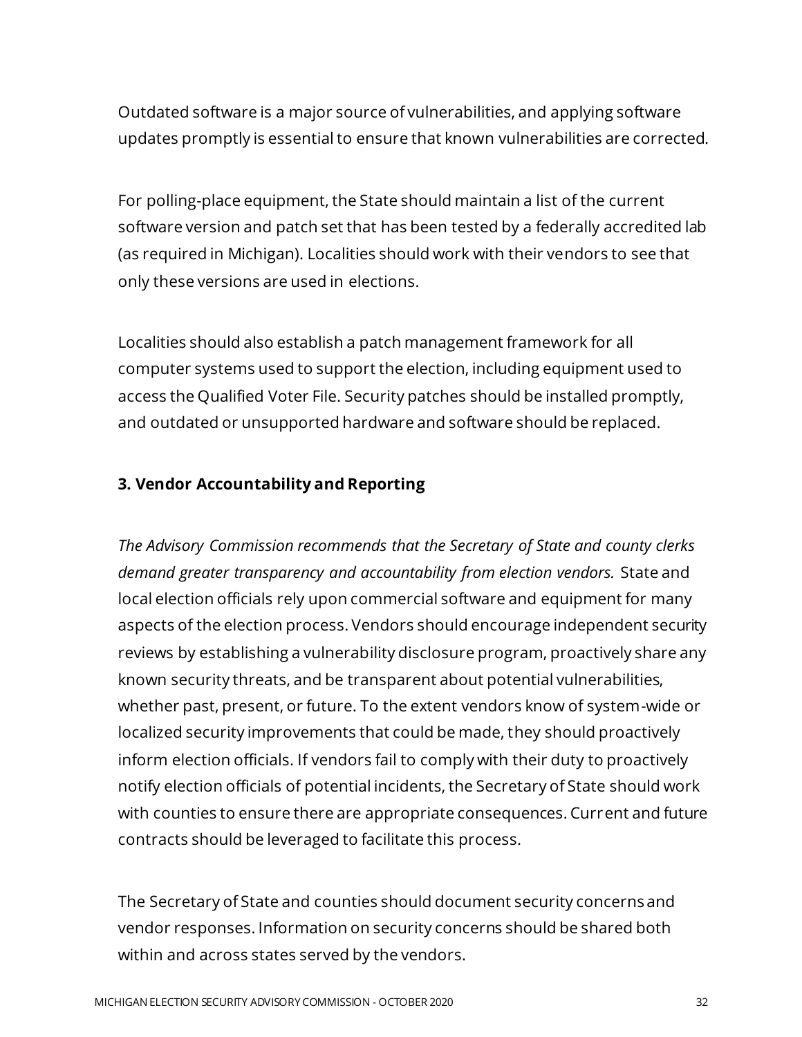Outdated software is a major source of vulnerabilities, and applying software updates promptly is essential to ensure that known vulnerabilities are corrected.

For polling-place equipment, the State should maintain a list of the current software version and patch set that has been tested by a federally accredited lab (as required in Michigan). Localities should work with their vendors to see that only these versions are used in elections.

Localities should also establish a patch management framework for all computer systems used to support the election, including equipment used to access the Qualified Voter File. Security patches should be installed promptly, and outdated or unsupported hardware and software should be replaced.

**3. Vendor Accountability and Reporting**

*The Advisory Commission recommends that the Secretary of State and county clerks demand greater transparency and accountability from election vendors.* State and local election officials rely upon commercial software and equipment for many aspects of the election process. Vendors should encourage independent security reviews by establishing a vulnerability disclosure program, proactively share any known security threats, and be transparent about potential vulnerabilities, whether past, present, or future. To the extent vendors know of system-wide or localized security improvements that could be made, they should proactively inform election officials. If vendors fail to comply with their duty to proactively notify election officials of potential incidents, the Secretary of State should work with counties to ensure there are appropriate consequences. Current and future contracts should be leveraged to facilitate this process.

The Secretary of State and counties should document security concerns and vendor responses. Information on security concerns should be shared both within and across states served by the vendors.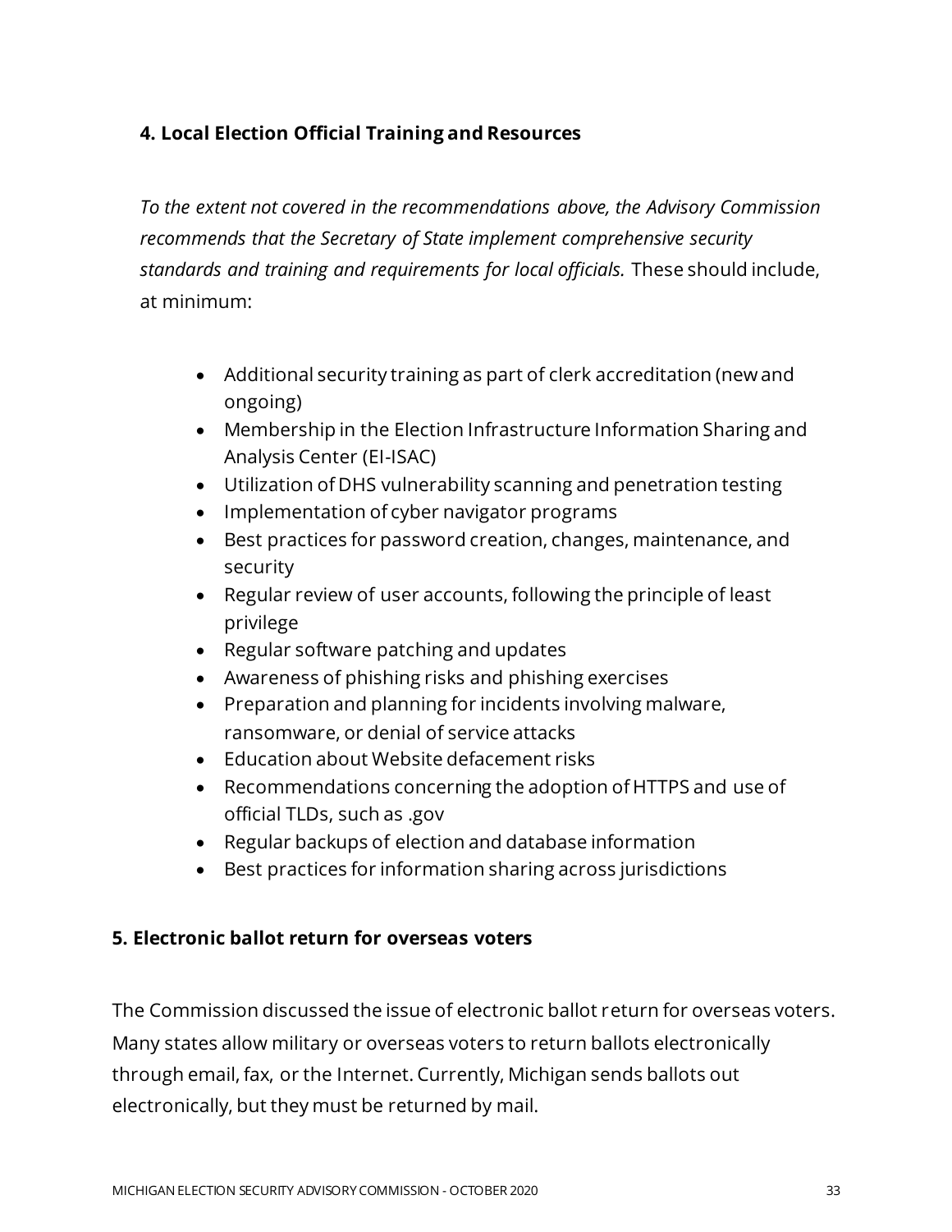### 4. Local Election Official Training and Resources

*To the extent not covered in the recommendations above, the Advisory Commission recommends that the Secretary of State implement comprehensive security standards and training and requirements for local officials.* These should include, at minimum:

- Additional security training as part of clerk accreditation (new and ongoing)
- Membership in the Election Infrastructure Information Sharing and Analysis Center (EI-ISAC)
- Utilization of DHS vulnerability scanning and penetration testing
- Implementation of cyber navigator programs
- Best practices for password creation, changes, maintenance, and security
- Regular review of user accounts, following the principle of least privilege
- Regular software patching and updates
- Awareness of phishing risks and phishing exercises
- Preparation and planning for incidents involving malware, ransomware, or denial of service attacks
- Education about Website defacement risks
- Recommendations concerning the adoption of HTTPS and use of official TLDs, such as .gov
- Regular backups of election and database information
- Best practices for information sharing across jurisdictions

### 5. Electronic ballot return for overseas voters

The Commission discussed the issue of electronic ballot return for overseas voters. Many states allow military or overseas voters to return ballots electronically through email, fax, or the Internet. Currently, Michigan sends ballots out electronically, but they must be returned by mail.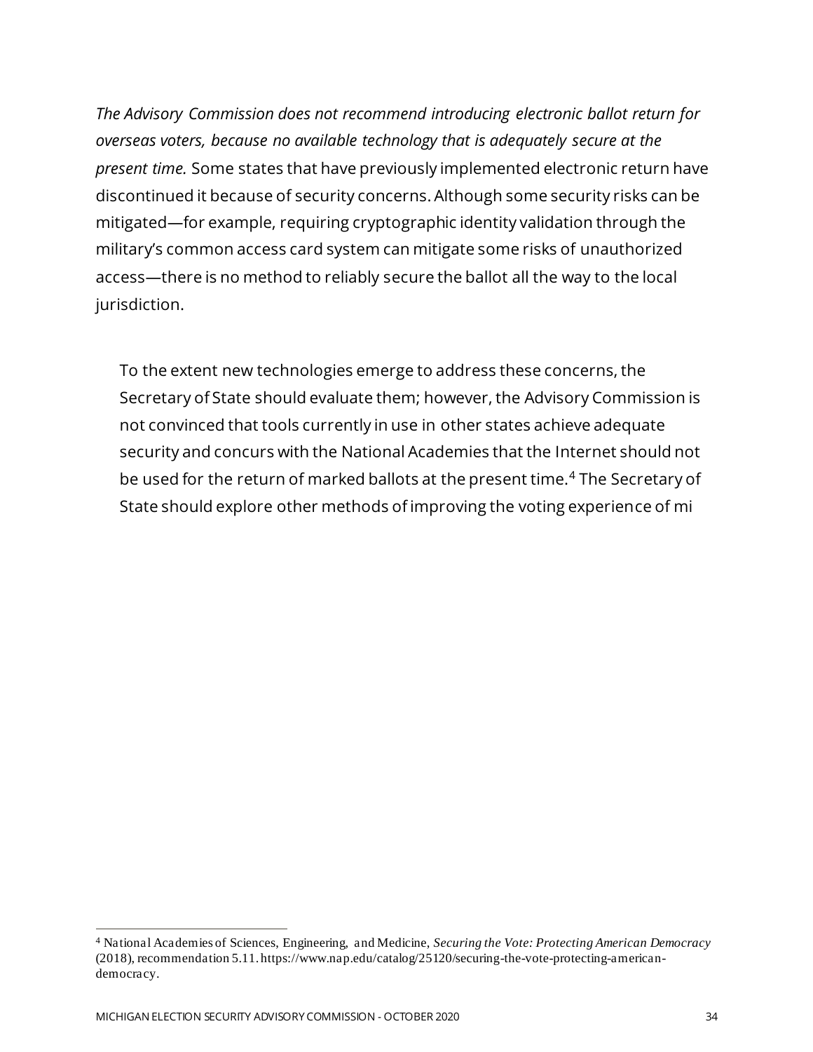*The Advisory Commission does not recommend introducing electronic ballot return for overseas voters, because no available technology that is adequately secure at the present time.* Some states that have previously implemented electronic return have discontinued it because of security concerns. Although some security risks can be mitigated—for example, requiring cryptographic identity validation through the military's common access card system can mitigate some risks of unauthorized access—there is no method to reliably secure the ballot all the way to the local jurisdiction.

To the extent new technologies emerge to address these concerns, the Secretary of State should evaluate them; however, the Advisory Commission is not convinced that tools currently in use in other states achieve adequate security and concurs with the National Academies that the Internet should not be used for the return of marked ballots at the present time.[4] The Secretary of State should explore other methods of improving the voting experience of mi

[4] National Academies of Sciences, Engineering, and Medicine, *Securing the Vote: Protecting American Democracy* (2018), recommendation 5.11. https://www.nap.edu/catalog/25120/securing-the-vote-protecting-american-democracy.